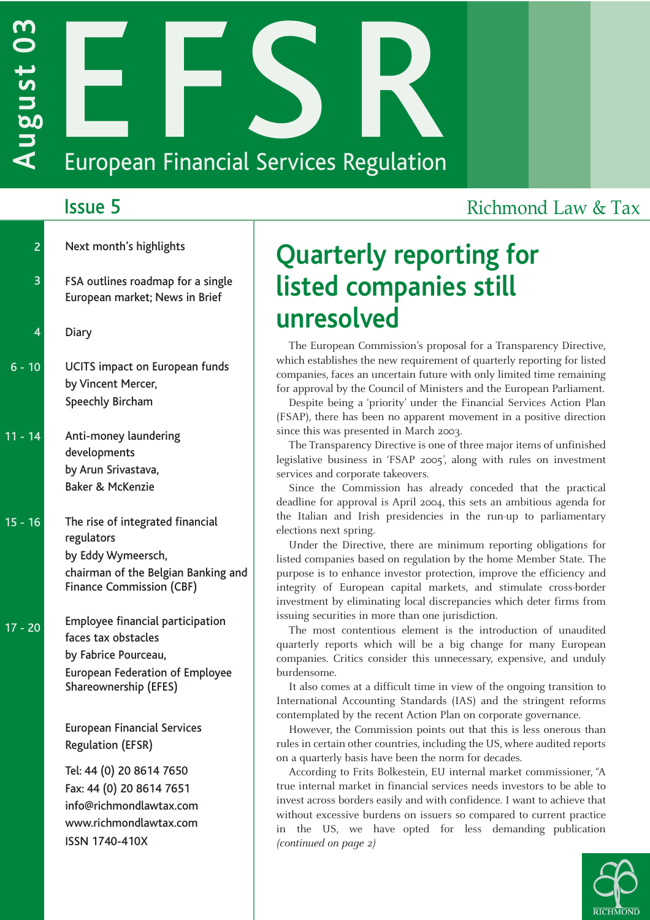# EFSR

## European Financial Services Regulation

August 03

Issue 5

Richmond Law & Tax

| | |
|---|---|
| 2 | Next month's highlights |
| 3 | FSA outlines roadmap for a single European market; News in Brief |
| 4 | Diary |
| 6 - 10 | UCITS impact on European funds by Vincent Mercer, Speechly Bircham |
| 11 - 14 | Anti-money laundering developments by Arun Srivastava, Baker & McKenzie |
| 15 - 16 | The rise of integrated financial regulators by Eddy Wymeersch, chairman of the Belgian Banking and Finance Commission (CBF) |
| 17 - 20 | Employee financial participation faces tax obstacles by Fabrice Pourceau, European Federation of Employee Shareownership (EFES) |

European Financial Services Regulation (EFSR)

Tel: 44 (0) 20 8614 7650
Fax: 44 (0) 20 8614 7651
info@richmondlawtax.com
www.richmondlawtax.com
ISSN 1740-410X

# Quarterly reporting for listed companies still unresolved

The European Commission's proposal for a Transparency Directive, which establishes the new requirement of quarterly reporting for listed companies, faces an uncertain future with only limited time remaining for approval by the Council of Ministers and the European Parliament.

Despite being a 'priority' under the Financial Services Action Plan (FSAP), there has been no apparent movement in a positive direction since this was presented in March 2003.

The Transparency Directive is one of three major items of unfinished legislative business in 'FSAP 2005', along with rules on investment services and corporate takeovers.

Since the Commission has already conceded that the practical deadline for approval is April 2004, this sets an ambitious agenda for the Italian and Irish presidencies in the run-up to parliamentary elections next spring.

Under the Directive, there are minimum reporting obligations for listed companies based on regulation by the home Member State. The purpose is to enhance investor protection, improve the efficiency and integrity of European capital markets, and stimulate cross-border investment by eliminating local discrepancies which deter firms from issuing securities in more than one jurisdiction.

The most contentious element is the introduction of unaudited quarterly reports which will be a big change for many European companies. Critics consider this unnecessary, expensive, and unduly burdensome.

It also comes at a difficult time in view of the ongoing transition to International Accounting Standards (IAS) and the stringent reforms contemplated by the recent Action Plan on corporate governance.

However, the Commission points out that this is less onerous than rules in certain other countries, including the US, where audited reports on a quarterly basis have been the norm for decades.

According to Frits Bolkestein, EU internal market commissioner, "A true internal market in financial services needs investors to be able to invest across borders easily and with confidence. I want to achieve that without excessive burdens on issuers so compared to current practice in the US, we have opted for less demanding publication *(continued on page 2)*

RICHMOND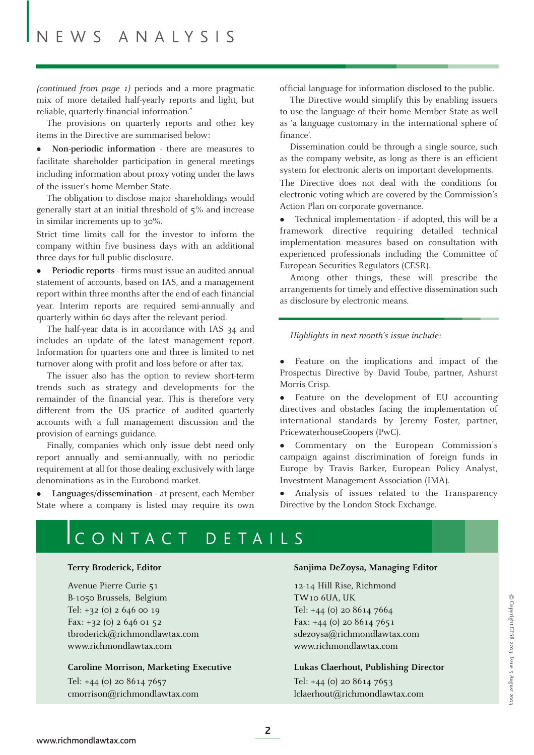# NEWS ANALYSIS

*(continued from page 1)* periods and a more pragmatic mix of more detailed half-yearly reports and light, but reliable, quarterly financial information."

The provisions on quarterly reports and other key items in the Directive are summarised below:

- **Non-periodic information** - there are measures to facilitate shareholder participation in general meetings including information about proxy voting under the laws of the issuer's home Member State.

The obligation to disclose major shareholdings would generally start at an initial threshold of 5% and increase in similar increments up to 30%.

Strict time limits call for the investor to inform the company within five business days with an additional three days for full public disclosure.

- **Periodic reports** - firms must issue an audited annual statement of accounts, based on IAS, and a management report within three months after the end of each financial year. Interim reports are required semi-annually and quarterly within 60 days after the relevant period.

The half-year data is in accordance with IAS 34 and includes an update of the latest management report. Information for quarters one and three is limited to net turnover along with profit and loss before or after tax.

The issuer also has the option to review short-term trends such as strategy and developments for the remainder of the financial year. This is therefore very different from the US practice of audited quarterly accounts with a full management discussion and the provision of earnings guidance.

Finally, companies which only issue debt need only report annually and semi-annually, with no periodic requirement at all for those dealing exclusively with large denominations as in the Eurobond market.

- **Languages/dissemination** - at present, each Member State where a company is listed may require its own official language for information disclosed to the public.

The Directive would simplify this by enabling issuers to use the language of their home Member State as well as 'a language customary in the international sphere of finance'.

Dissemination could be through a single source, such as the company website, as long as there is an efficient system for electronic alerts on important developments.

The Directive does not deal with the conditions for electronic voting which are covered by the Commission's Action Plan on corporate governance.

- Technical implementation - if adopted, this will be a framework directive requiring detailed technical implementation measures based on consultation with experienced professionals including the Committee of European Securities Regulators (CESR).

Among other things, these will prescribe the arrangements for timely and effective dissemination such as disclosure by electronic means.

*Highlights in next month's issue include:*

- Feature on the implications and impact of the Prospectus Directive by David Toube, partner, Ashurst Morris Crisp.
- Feature on the development of EU accounting directives and obstacles facing the implementation of international standards by Jeremy Foster, partner, PricewaterhouseCoopers (PwC).
- Commentary on the European Commission's campaign against discrimination of foreign funds in Europe by Travis Barker, European Policy Analyst, Investment Management Association (IMA).
- Analysis of issues related to the Transparency Directive by the London Stock Exchange.

## CONTACT DETAILS

**Terry Broderick, Editor**

Avenue Pierre Curie 51
B-1050 Brussels, Belgium
Tel: +32 (0) 2 646 00 19
Fax: +32 (0) 2 646 01 52
tbroderick@richmondlawtax.com
www.richmondlawtax.com

**Caroline Morrison, Marketing Executive**

Tel: +44 (0) 20 8614 7657
cmorrison@richmondlawtax.com

**Sanjima DeZoysa, Managing Editor**

12-14 Hill Rise, Richmond
TW10 6UA, UK
Tel: +44 (0) 20 8614 7664
Fax: +44 (0) 20 8614 7651
sdezoysa@richmondlawtax.com
www.richmondlawtax.com

**Lukas Claerhout, Publishing Director**

Tel: +44 (0) 20 8614 7653
lclaerhout@richmondlawtax.com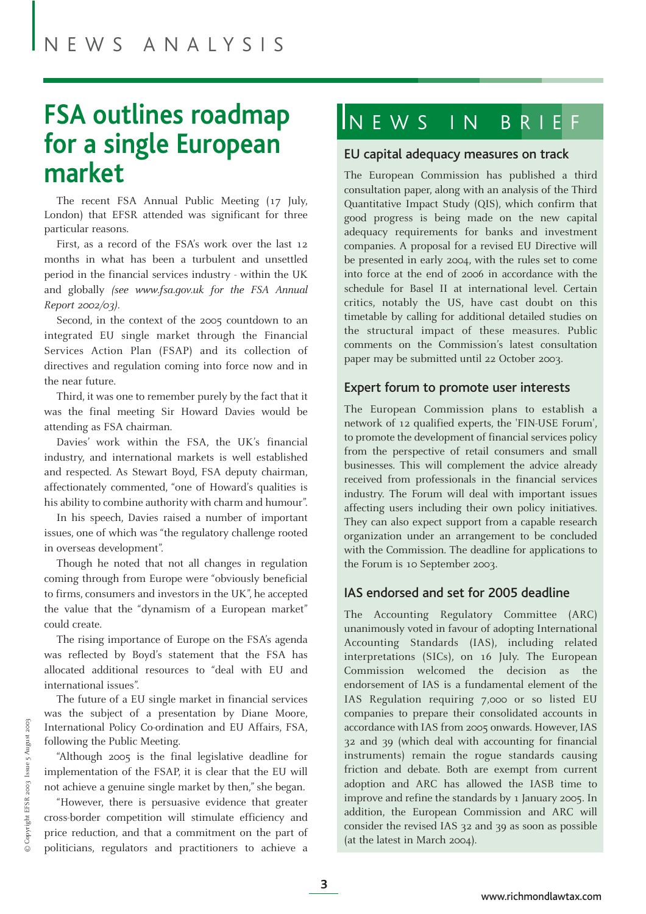# FSA outlines roadmap for a single European market

The recent FSA Annual Public Meeting (17 July, London) that EFSR attended was significant for three particular reasons.

First, as a record of the FSA's work over the last 12 months in what has been a turbulent and unsettled period in the financial services industry - within the UK and globally *(see www.fsa.gov.uk for the FSA Annual Report 2002/03).*

Second, in the context of the 2005 countdown to an integrated EU single market through the Financial Services Action Plan (FSAP) and its collection of directives and regulation coming into force now and in the near future.

Third, it was one to remember purely by the fact that it was the final meeting Sir Howard Davies would be attending as FSA chairman.

Davies' work within the FSA, the UK's financial industry, and international markets is well established and respected. As Stewart Boyd, FSA deputy chairman, affectionately commented, "one of Howard's qualities is his ability to combine authority with charm and humour".

In his speech, Davies raised a number of important issues, one of which was "the regulatory challenge rooted in overseas development".

Though he noted that not all changes in regulation coming through from Europe were "obviously beneficial to firms, consumers and investors in the UK", he accepted the value that the "dynamism of a European market" could create.

The rising importance of Europe on the FSA's agenda was reflected by Boyd's statement that the FSA has allocated additional resources to "deal with EU and international issues".

The future of a EU single market in financial services was the subject of a presentation by Diane Moore, International Policy Co-ordination and EU Affairs, FSA, following the Public Meeting.

"Although 2005 is the final legislative deadline for implementation of the FSAP, it is clear that the EU will not achieve a genuine single market by then," she began.

"However, there is persuasive evidence that greater cross-border competition will stimulate efficiency and price reduction, and that a commitment on the part of politicians, regulators and practitioners to achieve a

# NEWS IN BRIEF

## EU capital adequacy measures on track

The European Commission has published a third consultation paper, along with an analysis of the Third Quantitative Impact Study (QIS), which confirm that good progress is being made on the new capital adequacy requirements for banks and investment companies. A proposal for a revised EU Directive will be presented in early 2004, with the rules set to come into force at the end of 2006 in accordance with the schedule for Basel II at international level. Certain critics, notably the US, have cast doubt on this timetable by calling for additional detailed studies on the structural impact of these measures. Public comments on the Commission's latest consultation paper may be submitted until 22 October 2003.

## Expert forum to promote user interests

The European Commission plans to establish a network of 12 qualified experts, the 'FIN-USE Forum', to promote the development of financial services policy from the perspective of retail consumers and small businesses. This will complement the advice already received from professionals in the financial services industry. The Forum will deal with important issues affecting users including their own policy initiatives. They can also expect support from a capable research organization under an arrangement to be concluded with the Commission. The deadline for applications to the Forum is 10 September 2003.

## IAS endorsed and set for 2005 deadline

The Accounting Regulatory Committee (ARC) unanimously voted in favour of adopting International Accounting Standards (IAS), including related interpretations (SICs), on 16 July. The European Commission welcomed the decision as the endorsement of IAS is a fundamental element of the IAS Regulation requiring 7,000 or so listed EU companies to prepare their consolidated accounts in accordance with IAS from 2005 onwards. However, IAS 32 and 39 (which deal with accounting for financial instruments) remain the rogue standards causing friction and debate. Both are exempt from current adoption and ARC has allowed the IASB time to improve and refine the standards by 1 January 2005. In addition, the European Commission and ARC will consider the revised IAS 32 and 39 as soon as possible (at the latest in March 2004).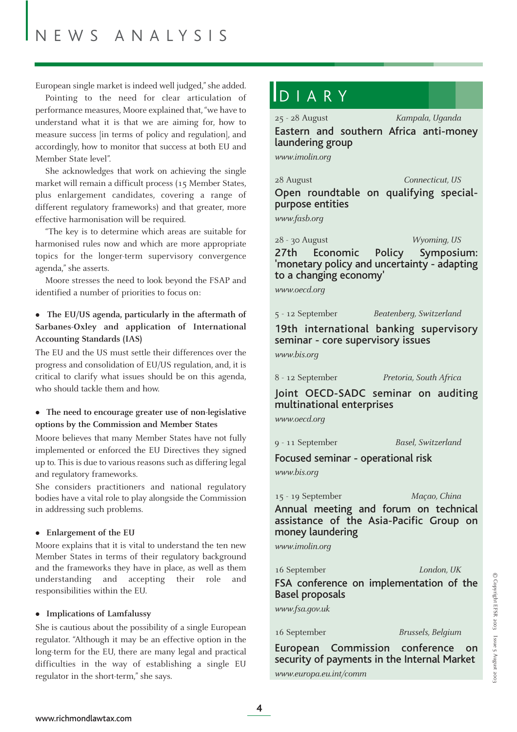European single market is indeed well judged," she added.

Pointing to the need for clear articulation of performance measures, Moore explained that, "we have to understand what it is that we are aiming for, how to measure success [in terms of policy and regulation], and accordingly, how to monitor that success at both EU and Member State level".

She acknowledges that work on achieving the single market will remain a difficult process (15 Member States, plus enlargement candidates, covering a range of different regulatory frameworks) and that greater, more effective harmonisation will be required.

"The key is to determine which areas are suitable for harmonised rules now and which are more appropriate topics for the longer-term supervisory convergence agenda," she asserts.

Moore stresses the need to look beyond the FSAP and identified a number of priorities to focus on:

- **The EU/US agenda, particularly in the aftermath of Sarbanes-Oxley and application of International Accounting Standards (IAS)**

The EU and the US must settle their differences over the progress and consolidation of EU/US regulation, and, it is critical to clarify what issues should be on this agenda, who should tackle them and how.

- **The need to encourage greater use of non-legislative options by the Commission and Member States**

Moore believes that many Member States have not fully implemented or enforced the EU Directives they signed up to. This is due to various reasons such as differing legal and regulatory frameworks.

She considers practitioners and national regulatory bodies have a vital role to play alongside the Commission in addressing such problems.

- **Enlargement of the EU**

Moore explains that it is vital to understand the ten new Member States in terms of their regulatory background and the frameworks they have in place, as well as them understanding and accepting their role and responsibilities within the EU.

- **Implications of Lamfalussy**

She is cautious about the possibility of a single European regulator. "Although it may be an effective option in the long-term for the EU, there are many legal and practical difficulties in the way of establishing a single EU regulator in the short-term," she says.

# DIARY

25 - 28 August — *Kampala, Uganda*
**Eastern and southern Africa anti-money laundering group**
*www.imolin.org*

28 August — *Connecticut, US*
**Open roundtable on qualifying special-purpose entities**
*www.fasb.org*

28 - 30 August — *Wyoming, US*
**27th Economic Policy Symposium: 'monetary policy and uncertainty - adapting to a changing economy'**
*www.oecd.org*

5 - 12 September — *Beatenberg, Switzerland*
**19th international banking supervisory seminar - core supervisory issues**
*www.bis.org*

8 - 12 September — *Pretoria, South Africa*
**Joint OECD-SADC seminar on auditing multinational enterprises**
*www.oecd.org*

9 - 11 September — *Basel, Switzerland*
**Focused seminar - operational risk**
*www.bis.org*

15 - 19 September — *Maçao, China*
**Annual meeting and forum on technical assistance of the Asia-Pacific Group on money laundering**
*www.imolin.org*

16 September — *London, UK*
**FSA conference on implementation of the Basel proposals**
*www.fsa.gov.uk*

16 September — *Brussels, Belgium*
**European Commission conference on security of payments in the Internal Market**
*www.europa.eu.int/comm*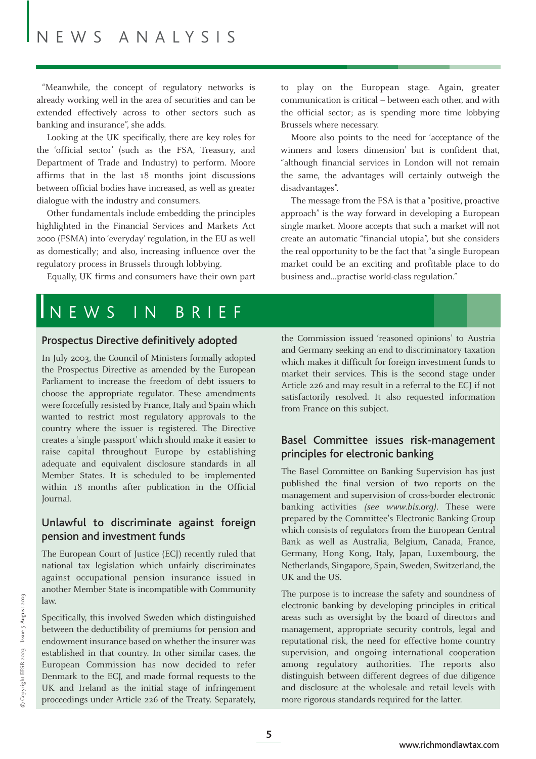# NEWS ANALYSIS

"Meanwhile, the concept of regulatory networks is already working well in the area of securities and can be extended effectively across to other sectors such as banking and insurance", she adds.

Looking at the UK specifically, there are key roles for the 'official sector' (such as the FSA, Treasury, and Department of Trade and Industry) to perform. Moore affirms that in the last 18 months joint discussions between official bodies have increased, as well as greater dialogue with the industry and consumers.

Other fundamentals include embedding the principles highlighted in the Financial Services and Markets Act 2000 (FSMA) into 'everyday' regulation, in the EU as well as domestically; and also, increasing influence over the regulatory process in Brussels through lobbying.

Equally, UK firms and consumers have their own part to play on the European stage. Again, greater communication is critical – between each other, and with the official sector; as is spending more time lobbying Brussels where necessary.

Moore also points to the need for 'acceptance of the winners and losers dimension' but is confident that, "although financial services in London will not remain the same, the advantages will certainly outweigh the disadvantages".

The message from the FSA is that a "positive, proactive approach" is the way forward in developing a European single market. Moore accepts that such a market will not create an automatic "financial utopia", but she considers the real opportunity to be the fact that "a single European market could be an exciting and profitable place to do business and...practise world-class regulation."

# NEWS IN BRIEF

## Prospectus Directive definitively adopted

In July 2003, the Council of Ministers formally adopted the Prospectus Directive as amended by the European Parliament to increase the freedom of debt issuers to choose the appropriate regulator. These amendments were forcefully resisted by France, Italy and Spain which wanted to restrict most regulatory approvals to the country where the issuer is registered. The Directive creates a 'single passport' which should make it easier to raise capital throughout Europe by establishing adequate and equivalent disclosure standards in all Member States. It is scheduled to be implemented within 18 months after publication in the Official Journal.

## Unlawful to discriminate against foreign pension and investment funds

The European Court of Justice (ECJ) recently ruled that national tax legislation which unfairly discriminates against occupational pension insurance issued in another Member State is incompatible with Community law.

Specifically, this involved Sweden which distinguished between the deductibility of premiums for pension and endowment insurance based on whether the insurer was established in that country. In other similar cases, the European Commission has now decided to refer Denmark to the ECJ, and made formal requests to the UK and Ireland as the initial stage of infringement proceedings under Article 226 of the Treaty. Separately, the Commission issued 'reasoned opinions' to Austria and Germany seeking an end to discriminatory taxation which makes it difficult for foreign investment funds to market their services. This is the second stage under Article 226 and may result in a referral to the ECJ if not satisfactorily resolved. It also requested information from France on this subject.

## Basel Committee issues risk-management principles for electronic banking

The Basel Committee on Banking Supervision has just published the final version of two reports on the management and supervision of cross-border electronic banking activities *(see www.bis.org)*. These were prepared by the Committee's Electronic Banking Group which consists of regulators from the European Central Bank as well as Australia, Belgium, Canada, France, Germany, Hong Kong, Italy, Japan, Luxembourg, the Netherlands, Singapore, Spain, Sweden, Switzerland, the UK and the US.

The purpose is to increase the safety and soundness of electronic banking by developing principles in critical areas such as oversight by the board of directors and management, appropriate security controls, legal and reputational risk, the need for effective home country supervision, and ongoing international cooperation among regulatory authorities. The reports also distinguish between different degrees of due diligence and disclosure at the wholesale and retail levels with more rigorous standards required for the latter.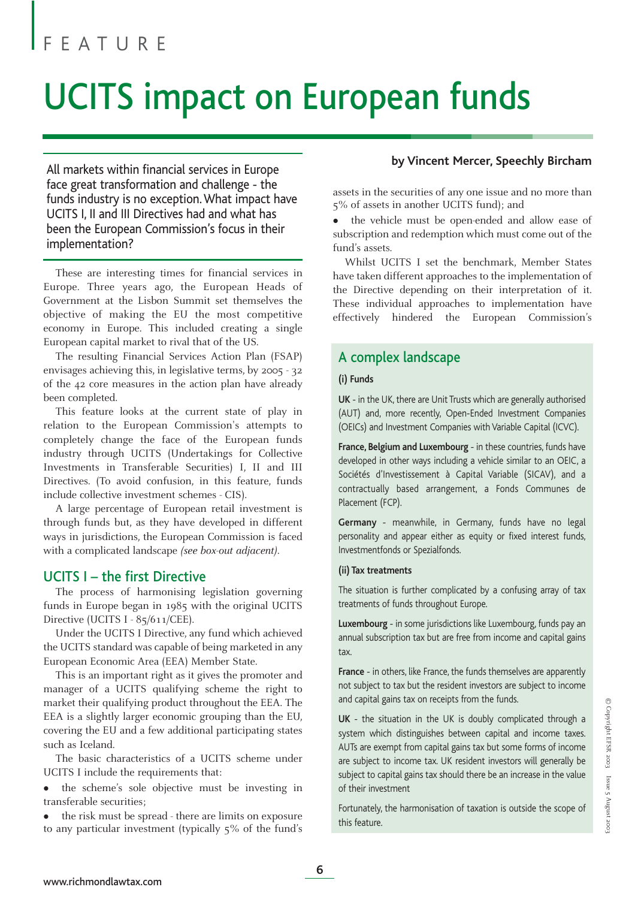FEATURE

# UCITS impact on European funds

**by Vincent Mercer, Speechly Bircham**

All markets within financial services in Europe face great transformation and challenge - the funds industry is no exception. What impact have UCITS I, II and III Directives had and what has been the European Commission's focus in their implementation?

These are interesting times for financial services in Europe. Three years ago, the European Heads of Government at the Lisbon Summit set themselves the objective of making the EU the most competitive economy in Europe. This included creating a single European capital market to rival that of the US.

The resulting Financial Services Action Plan (FSAP) envisages achieving this, in legislative terms, by 2005 - 32 of the 42 core measures in the action plan have already been completed.

This feature looks at the current state of play in relation to the European Commission's attempts to completely change the face of the European funds industry through UCITS (Undertakings for Collective Investments in Transferable Securities) I, II and III Directives. (To avoid confusion, in this feature, funds include collective investment schemes - CIS).

A large percentage of European retail investment is through funds but, as they have developed in different ways in jurisdictions, the European Commission is faced with a complicated landscape *(see box-out adjacent)*.

## UCITS I – the first Directive

The process of harmonising legislation governing funds in Europe began in 1985 with the original UCITS Directive (UCITS I - 85/611/CEE).

Under the UCITS I Directive, any fund which achieved the UCITS standard was capable of being marketed in any European Economic Area (EEA) Member State.

This is an important right as it gives the promoter and manager of a UCITS qualifying scheme the right to market their qualifying product throughout the EEA. The EEA is a slightly larger economic grouping than the EU, covering the EU and a few additional participating states such as Iceland.

The basic characteristics of a UCITS scheme under UCITS I include the requirements that:

- the scheme's sole objective must be investing in transferable securities;
- the risk must be spread - there are limits on exposure to any particular investment (typically 5% of the fund's assets in the securities of any one issue and no more than 5% of assets in another UCITS fund); and
- the vehicle must be open-ended and allow ease of subscription and redemption which must come out of the fund's assets.

Whilst UCITS I set the benchmark, Member States have taken different approaches to the implementation of the Directive depending on their interpretation of it. These individual approaches to implementation have effectively hindered the European Commission's

## A complex landscape

**(i) Funds**

**UK** - in the UK, there are Unit Trusts which are generally authorised (AUT) and, more recently, Open-Ended Investment Companies (OEICs) and Investment Companies with Variable Capital (ICVC).

**France, Belgium and Luxembourg** - in these countries, funds have developed in other ways including a vehicle similar to an OEIC, a Sociétés d'Investissement à Capital Variable (SICAV), and a contractually based arrangement, a Fonds Communes de Placement (FCP).

**Germany** - meanwhile, in Germany, funds have no legal personality and appear either as equity or fixed interest funds, Investmentfonds or Spezialfonds.

**(ii) Tax treatments**

The situation is further complicated by a confusing array of tax treatments of funds throughout Europe.

**Luxembourg** - in some jurisdictions like Luxembourg, funds pay an annual subscription tax but are free from income and capital gains tax.

**France** - in others, like France, the funds themselves are apparently not subject to tax but the resident investors are subject to income and capital gains tax on receipts from the funds.

**UK** - the situation in the UK is doubly complicated through a system which distinguishes between capital and income taxes. AUTs are exempt from capital gains tax but some forms of income are subject to income tax. UK resident investors will generally be subject to capital gains tax should there be an increase in the value of their investment

Fortunately, the harmonisation of taxation is outside the scope of this feature.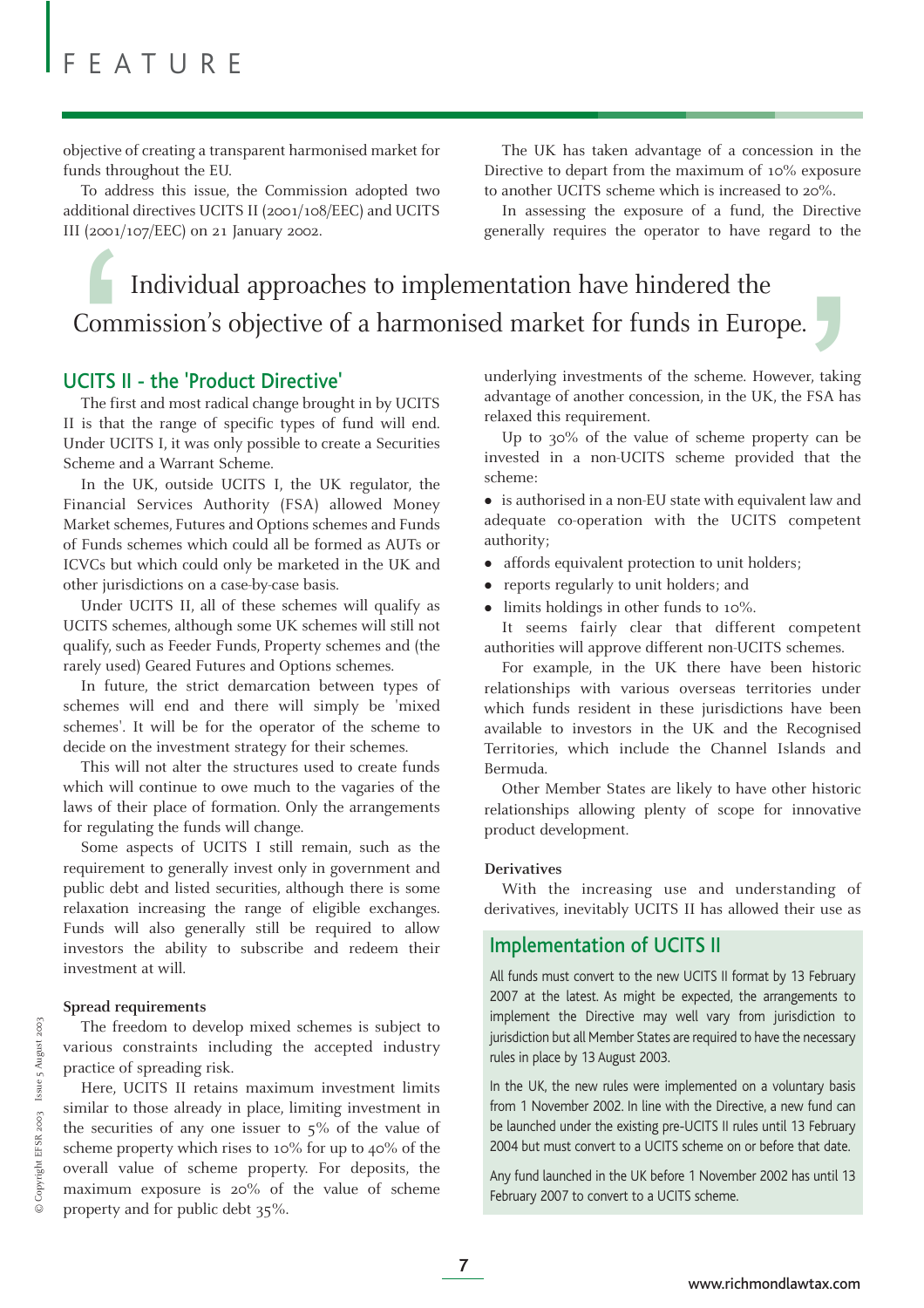objective of creating a transparent harmonised market for funds throughout the EU.

To address this issue, the Commission adopted two additional directives UCITS II (2001/108/EEC) and UCITS III (2001/107/EEC) on 21 January 2002.

> Individual approaches to implementation have hindered the Commission's objective of a harmonised market for funds in Europe.

## UCITS II - the 'Product Directive'

The first and most radical change brought in by UCITS II is that the range of specific types of fund will end. Under UCITS I, it was only possible to create a Securities Scheme and a Warrant Scheme.

In the UK, outside UCITS I, the UK regulator, the Financial Services Authority (FSA) allowed Money Market schemes, Futures and Options schemes and Funds of Funds schemes which could all be formed as AUTs or ICVCs but which could only be marketed in the UK and other jurisdictions on a case-by-case basis.

Under UCITS II, all of these schemes will qualify as UCITS schemes, although some UK schemes will still not qualify, such as Feeder Funds, Property schemes and (the rarely used) Geared Futures and Options schemes.

In future, the strict demarcation between types of schemes will end and there will simply be 'mixed schemes'. It will be for the operator of the scheme to decide on the investment strategy for their schemes.

This will not alter the structures used to create funds which will continue to owe much to the vagaries of the laws of their place of formation. Only the arrangements for regulating the funds will change.

Some aspects of UCITS I still remain, such as the requirement to generally invest only in government and public debt and listed securities, although there is some relaxation increasing the range of eligible exchanges. Funds will also generally still be required to allow investors the ability to subscribe and redeem their investment at will.

### Spread requirements

The freedom to develop mixed schemes is subject to various constraints including the accepted industry practice of spreading risk.

Here, UCITS II retains maximum investment limits similar to those already in place, limiting investment in the securities of any one issuer to 5% of the value of scheme property which rises to 10% for up to 40% of the overall value of scheme property. For deposits, the maximum exposure is 20% of the value of scheme property and for public debt 35%.

The UK has taken advantage of a concession in the Directive to depart from the maximum of 10% exposure to another UCITS scheme which is increased to 20%.

In assessing the exposure of a fund, the Directive generally requires the operator to have regard to the underlying investments of the scheme. However, taking advantage of another concession, in the UK, the FSA has relaxed this requirement.

Up to 30% of the value of scheme property can be invested in a non-UCITS scheme provided that the scheme:

- is authorised in a non-EU state with equivalent law and adequate co-operation with the UCITS competent authority;
- affords equivalent protection to unit holders;
- reports regularly to unit holders; and
- limits holdings in other funds to 10%.

It seems fairly clear that different competent authorities will approve different non-UCITS schemes.

For example, in the UK there have been historic relationships with various overseas territories under which funds resident in these jurisdictions have been available to investors in the UK and the Recognised Territories, which include the Channel Islands and Bermuda.

Other Member States are likely to have other historic relationships allowing plenty of scope for innovative product development.

### Derivatives

With the increasing use and understanding of derivatives, inevitably UCITS II has allowed their use as

## Implementation of UCITS II

All funds must convert to the new UCITS II format by 13 February 2007 at the latest. As might be expected, the arrangements to implement the Directive may well vary from jurisdiction to jurisdiction but all Member States are required to have the necessary rules in place by 13 August 2003.

In the UK, the new rules were implemented on a voluntary basis from 1 November 2002. In line with the Directive, a new fund can be launched under the existing pre-UCITS II rules until 13 February 2004 but must convert to a UCITS scheme on or before that date.

Any fund launched in the UK before 1 November 2002 has until 13 February 2007 to convert to a UCITS scheme.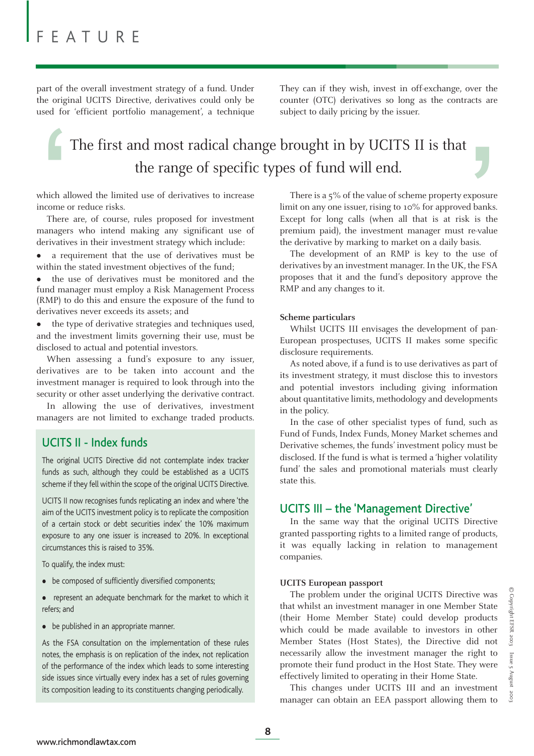part of the overall investment strategy of a fund. Under the original UCITS Directive, derivatives could only be used for 'efficient portfolio management', a technique which allowed the limited use of derivatives to increase income or reduce risks.

> The first and most radical change brought in by UCITS II is that the range of specific types of fund will end.

There are, of course, rules proposed for investment managers who intend making any significant use of derivatives in their investment strategy which include:

- a requirement that the use of derivatives must be within the stated investment objectives of the fund;
- the use of derivatives must be monitored and the fund manager must employ a Risk Management Process (RMP) to do this and ensure the exposure of the fund to derivatives never exceeds its assets; and
- the type of derivative strategies and techniques used, and the investment limits governing their use, must be disclosed to actual and potential investors.

When assessing a fund's exposure to any issuer, derivatives are to be taken into account and the investment manager is required to look through into the security or other asset underlying the derivative contract.

In allowing the use of derivatives, investment managers are not limited to exchange traded products. They can if they wish, invest in off-exchange, over the counter (OTC) derivatives so long as the contracts are subject to daily pricing by the issuer.

There is a 5% of the value of scheme property exposure limit on any one issuer, rising to 10% for approved banks. Except for long calls (when all that is at risk is the premium paid), the investment manager must re-value the derivative by marking to market on a daily basis.

The development of an RMP is key to the use of derivatives by an investment manager. In the UK, the FSA proposes that it and the fund's depository approve the RMP and any changes to it.

## UCITS II - Index funds

The original UCITS Directive did not contemplate index tracker funds as such, although they could be established as a UCITS scheme if they fell within the scope of the original UCITS Directive.

UCITS II now recognises funds replicating an index and where 'the aim of the UCITS investment policy is to replicate the composition of a certain stock or debt securities index' the 10% maximum exposure to any one issuer is increased to 20%. In exceptional circumstances this is raised to 35%.

To qualify, the index must:

- be composed of sufficiently diversified components;
- represent an adequate benchmark for the market to which it refers; and
- be published in an appropriate manner.

As the FSA consultation on the implementation of these rules notes, the emphasis is on replication of the index, not replication of the performance of the index which leads to some interesting side issues since virtually every index has a set of rules governing its composition leading to its constituents changing periodically.

### Scheme particulars

Whilst UCITS III envisages the development of pan-European prospectuses, UCITS II makes some specific disclosure requirements.

As noted above, if a fund is to use derivatives as part of its investment strategy, it must disclose this to investors and potential investors including giving information about quantitative limits, methodology and developments in the policy.

In the case of other specialist types of fund, such as Fund of Funds, Index Funds, Money Market schemes and Derivative schemes, the funds' investment policy must be disclosed. If the fund is what is termed a 'higher volatility fund' the sales and promotional materials must clearly state this.

## UCITS III – the 'Management Directive'

In the same way that the original UCITS Directive granted passporting rights to a limited range of products, it was equally lacking in relation to management companies.

### UCITS European passport

The problem under the original UCITS Directive was that whilst an investment manager in one Member State (their Home Member State) could develop products which could be made available to investors in other Member States (Host States), the Directive did not necessarily allow the investment manager the right to promote their fund product in the Host State. They were effectively limited to operating in their Home State.

This changes under UCITS III and an investment manager can obtain an EEA passport allowing them to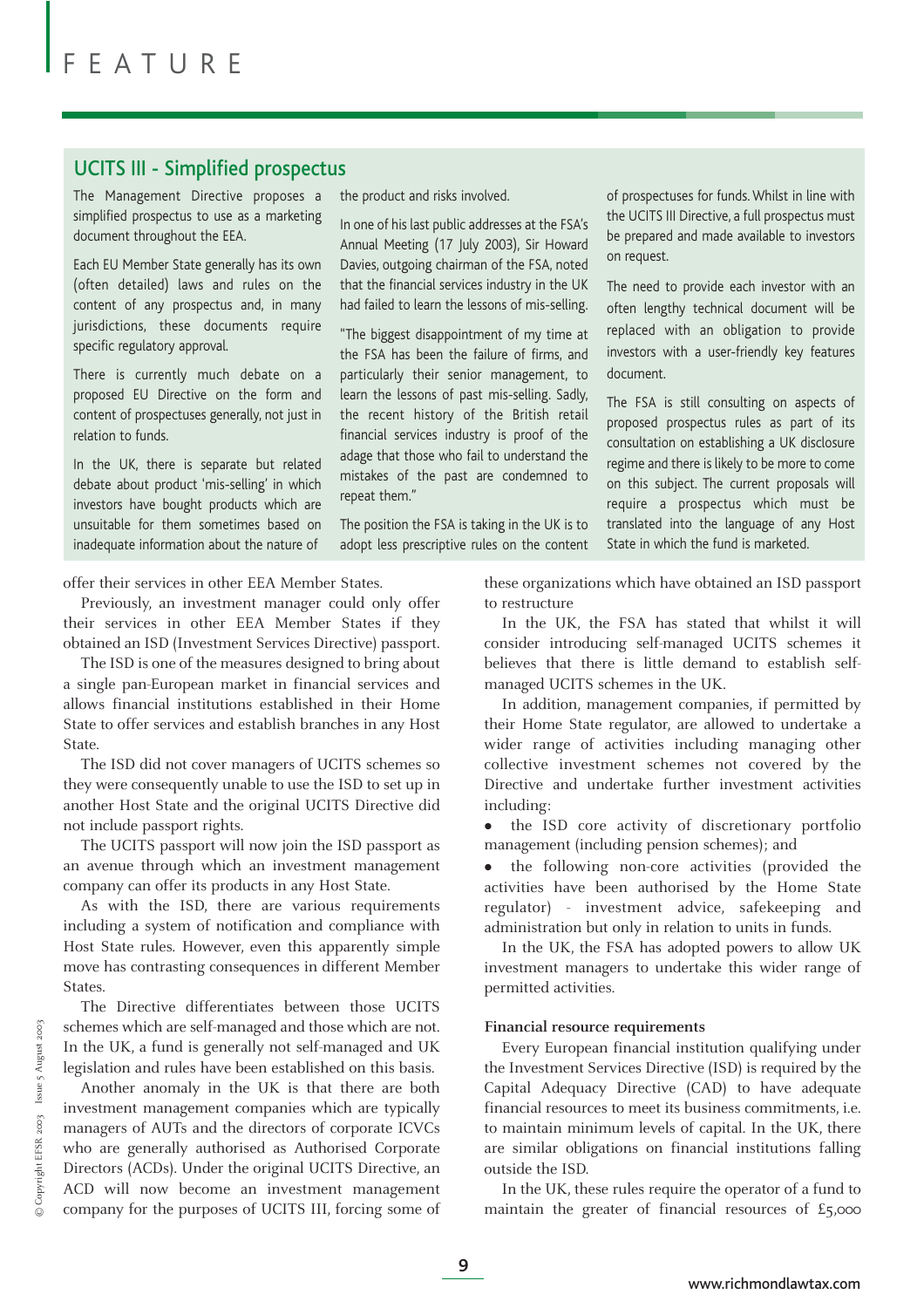## UCITS III - Simplified prospectus

The Management Directive proposes a simplified prospectus to use as a marketing document throughout the EEA.

Each EU Member State generally has its own (often detailed) laws and rules on the content of any prospectus and, in many jurisdictions, these documents require specific regulatory approval.

There is currently much debate on a proposed EU Directive on the form and content of prospectuses generally, not just in relation to funds.

In the UK, there is separate but related debate about product 'mis-selling' in which investors have bought products which are unsuitable for them sometimes based on inadequate information about the nature of the product and risks involved.

In one of his last public addresses at the FSA's Annual Meeting (17 July 2003), Sir Howard Davies, outgoing chairman of the FSA, noted that the financial services industry in the UK had failed to learn the lessons of mis-selling.

"The biggest disappointment of my time at the FSA has been the failure of firms, and particularly their senior management, to learn the lessons of past mis-selling. Sadly, the recent history of the British retail financial services industry is proof of the adage that those who fail to understand the mistakes of the past are condemned to repeat them."

The position the FSA is taking in the UK is to adopt less prescriptive rules on the content of prospectuses for funds. Whilst in line with the UCITS III Directive, a full prospectus must be prepared and made available to investors on request.

The need to provide each investor with an often lengthy technical document will be replaced with an obligation to provide investors with a user-friendly key features document.

The FSA is still consulting on aspects of proposed prospectus rules as part of its consultation on establishing a UK disclosure regime and there is likely to be more to come on this subject. The current proposals will require a prospectus which must be translated into the language of any Host State in which the fund is marketed.

---

offer their services in other EEA Member States.

Previously, an investment manager could only offer their services in other EEA Member States if they obtained an ISD (Investment Services Directive) passport.

The ISD is one of the measures designed to bring about a single pan-European market in financial services and allows financial institutions established in their Home State to offer services and establish branches in any Host State.

The ISD did not cover managers of UCITS schemes so they were consequently unable to use the ISD to set up in another Host State and the original UCITS Directive did not include passport rights.

The UCITS passport will now join the ISD passport as an avenue through which an investment management company can offer its products in any Host State.

As with the ISD, there are various requirements including a system of notification and compliance with Host State rules. However, even this apparently simple move has contrasting consequences in different Member States.

The Directive differentiates between those UCITS schemes which are self-managed and those which are not. In the UK, a fund is generally not self-managed and UK legislation and rules have been established on this basis.

Another anomaly in the UK is that there are both investment management companies which are typically managers of AUTs and the directors of corporate ICVCs who are generally authorised as Authorised Corporate Directors (ACDs). Under the original UCITS Directive, an ACD will now become an investment management company for the purposes of UCITS III, forcing some of these organizations which have obtained an ISD passport to restructure

In the UK, the FSA has stated that whilst it will consider introducing self-managed UCITS schemes it believes that there is little demand to establish self-managed UCITS schemes in the UK.

In addition, management companies, if permitted by their Home State regulator, are allowed to undertake a wider range of activities including managing other collective investment schemes not covered by the Directive and undertake further investment activities including:

- the ISD core activity of discretionary portfolio management (including pension schemes); and
- the following non-core activities (provided the activities have been authorised by the Home State regulator) - investment advice, safekeeping and administration but only in relation to units in funds.

In the UK, the FSA has adopted powers to allow UK investment managers to undertake this wider range of permitted activities.

**Financial resource requirements**

Every European financial institution qualifying under the Investment Services Directive (ISD) is required by the Capital Adequacy Directive (CAD) to have adequate financial resources to meet its business commitments, i.e. to maintain minimum levels of capital. In the UK, there are similar obligations on financial institutions falling outside the ISD.

In the UK, these rules require the operator of a fund to maintain the greater of financial resources of £5,000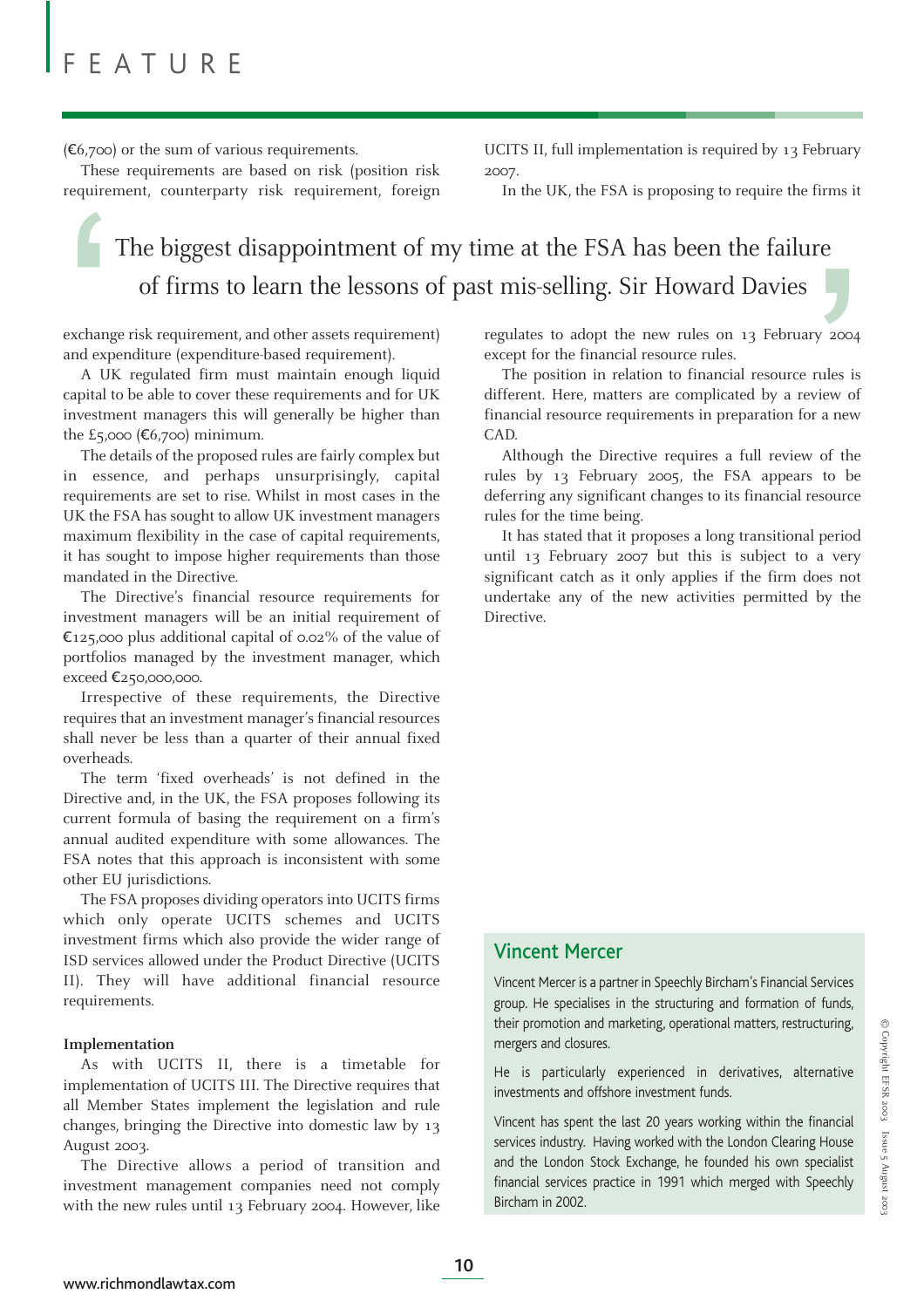(€6,700) or the sum of various requirements.

These requirements are based on risk (position risk requirement, counterparty risk requirement, foreign exchange risk requirement, and other assets requirement) and expenditure (expenditure-based requirement).

> The biggest disappointment of my time at the FSA has been the failure of firms to learn the lessons of past mis-selling. Sir Howard Davies

A UK regulated firm must maintain enough liquid capital to be able to cover these requirements and for UK investment managers this will generally be higher than the £5,000 (€6,700) minimum.

The details of the proposed rules are fairly complex but in essence, and perhaps unsurprisingly, capital requirements are set to rise. Whilst in most cases in the UK the FSA has sought to allow UK investment managers maximum flexibility in the case of capital requirements, it has sought to impose higher requirements than those mandated in the Directive.

The Directive's financial resource requirements for investment managers will be an initial requirement of €125,000 plus additional capital of 0.02% of the value of portfolios managed by the investment manager, which exceed €250,000,000.

Irrespective of these requirements, the Directive requires that an investment manager's financial resources shall never be less than a quarter of their annual fixed overheads.

The term 'fixed overheads' is not defined in the Directive and, in the UK, the FSA proposes following its current formula of basing the requirement on a firm's annual audited expenditure with some allowances. The FSA notes that this approach is inconsistent with some other EU jurisdictions.

The FSA proposes dividing operators into UCITS firms which only operate UCITS schemes and UCITS investment firms which also provide the wider range of ISD services allowed under the Product Directive (UCITS II). They will have additional financial resource requirements.

**Implementation**

As with UCITS II, there is a timetable for implementation of UCITS III. The Directive requires that all Member States implement the legislation and rule changes, bringing the Directive into domestic law by 13 August 2003.

The Directive allows a period of transition and investment management companies need not comply with the new rules until 13 February 2004. However, like UCITS II, full implementation is required by 13 February 2007.

In the UK, the FSA is proposing to require the firms it regulates to adopt the new rules on 13 February 2004 except for the financial resource rules.

The position in relation to financial resource rules is different. Here, matters are complicated by a review of financial resource requirements in preparation for a new CAD.

Although the Directive requires a full review of the rules by 13 February 2005, the FSA appears to be deferring any significant changes to its financial resource rules for the time being.

It has stated that it proposes a long transitional period until 13 February 2007 but this is subject to a very significant catch as it only applies if the firm does not undertake any of the new activities permitted by the Directive.

## Vincent Mercer

Vincent Mercer is a partner in Speechly Bircham's Financial Services group. He specialises in the structuring and formation of funds, their promotion and marketing, operational matters, restructuring, mergers and closures.

He is particularly experienced in derivatives, alternative investments and offshore investment funds.

Vincent has spent the last 20 years working within the financial services industry. Having worked with the London Clearing House and the London Stock Exchange, he founded his own specialist financial services practice in 1991 which merged with Speechly Bircham in 2002.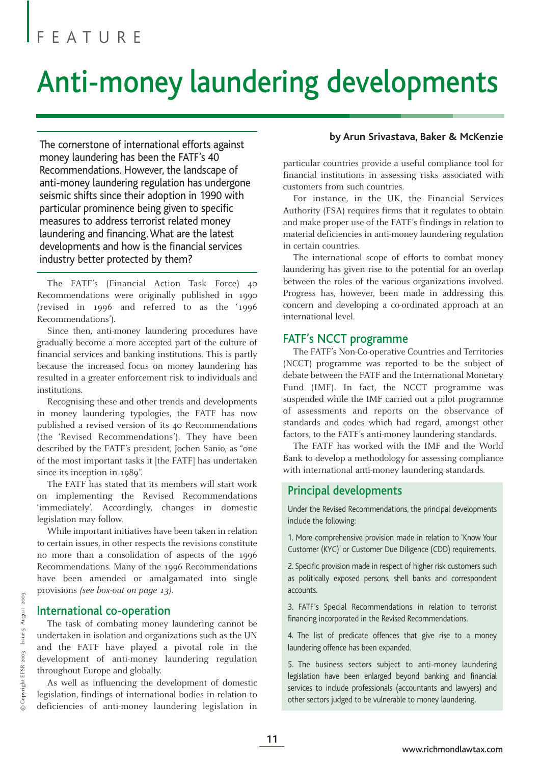FEATURE

# Anti-money laundering developments

**by Arun Srivastava, Baker & McKenzie**

The cornerstone of international efforts against money laundering has been the FATF's 40 Recommendations. However, the landscape of anti-money laundering regulation has undergone seismic shifts since their adoption in 1990 with particular prominence being given to specific measures to address terrorist related money laundering and financing. What are the latest developments and how is the financial services industry better protected by them?

The FATF's (Financial Action Task Force) 40 Recommendations were originally published in 1990 (revised in 1996 and referred to as the '1996 Recommendations').

Since then, anti-money laundering procedures have gradually become a more accepted part of the culture of financial services and banking institutions. This is partly because the increased focus on money laundering has resulted in a greater enforcement risk to individuals and institutions.

Recognising these and other trends and developments in money laundering typologies, the FATF has now published a revised version of its 40 Recommendations (the 'Revised Recommendations'). They have been described by the FATF's president, Jochen Sanio, as "one of the most important tasks it [the FATF] has undertaken since its inception in 1989".

The FATF has stated that its members will start work on implementing the Revised Recommendations 'immediately'. Accordingly, changes in domestic legislation may follow.

While important initiatives have been taken in relation to certain issues, in other respects the revisions constitute no more than a consolidation of aspects of the 1996 Recommendations. Many of the 1996 Recommendations have been amended or amalgamated into single provisions *(see box-out on page 13)*.

## International co-operation

The task of combating money laundering cannot be undertaken in isolation and organizations such as the UN and the FATF have played a pivotal role in the development of anti-money laundering regulation throughout Europe and globally.

As well as influencing the development of domestic legislation, findings of international bodies in relation to deficiencies of anti-money laundering legislation in particular countries provide a useful compliance tool for financial institutions in assessing risks associated with customers from such countries.

For instance, in the UK, the Financial Services Authority (FSA) requires firms that it regulates to obtain and make proper use of the FATF's findings in relation to material deficiencies in anti-money laundering regulation in certain countries.

The international scope of efforts to combat money laundering has given rise to the potential for an overlap between the roles of the various organizations involved. Progress has, however, been made in addressing this concern and developing a co-ordinated approach at an international level.

## FATF's NCCT programme

The FATF's Non-Co-operative Countries and Territories (NCCT) programme was reported to be the subject of debate between the FATF and the International Monetary Fund (IMF). In fact, the NCCT programme was suspended while the IMF carried out a pilot programme of assessments and reports on the observance of standards and codes which had regard, amongst other factors, to the FATF's anti-money laundering standards.

The FATF has worked with the IMF and the World Bank to develop a methodology for assessing compliance with international anti-money laundering standards.

## Principal developments

Under the Revised Recommendations, the principal developments include the following:

1. More comprehensive provision made in relation to 'Know Your Customer (KYC)' or Customer Due Diligence (CDD) requirements.
2. Specific provision made in respect of higher risk customers such as politically exposed persons, shell banks and correspondent accounts.
3. FATF's Special Recommendations in relation to terrorist financing incorporated in the Revised Recommendations.
4. The list of predicate offences that give rise to a money laundering offence has been expanded.
5. The business sectors subject to anti-money laundering legislation have been enlarged beyond banking and financial services to include professionals (accountants and lawyers) and other sectors judged to be vulnerable to money laundering.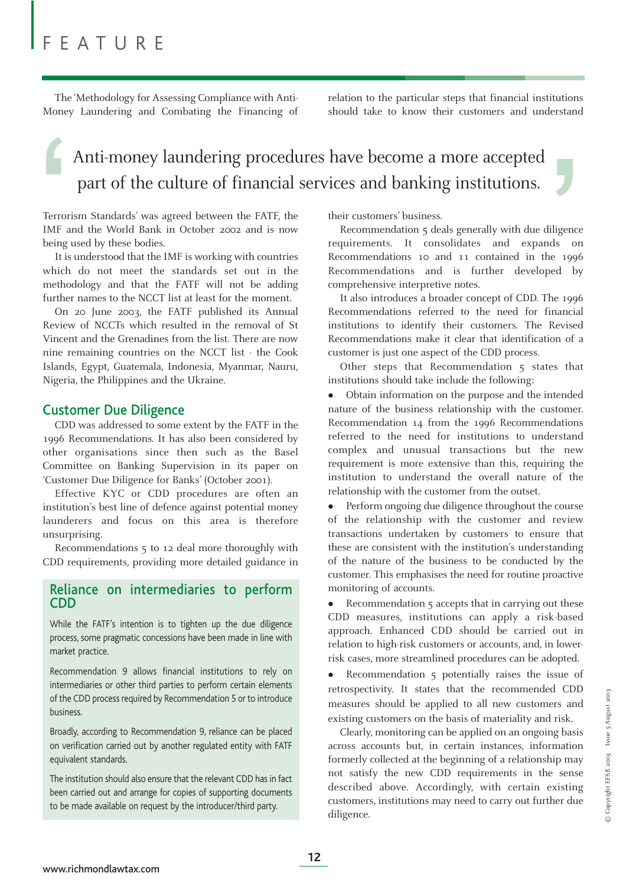The 'Methodology for Assessing Compliance with Anti-Money Laundering and Combating the Financing of Terrorism Standards' was agreed between the FATF, the IMF and the World Bank in October 2002 and is now being used by these bodies.

> Anti-money laundering procedures have become a more accepted part of the culture of financial services and banking institutions.

It is understood that the IMF is working with countries which do not meet the standards set out in the methodology and that the FATF will not be adding further names to the NCCT list at least for the moment.

On 20 June 2003, the FATF published its Annual Review of NCCTs which resulted in the removal of St Vincent and the Grenadines from the list. There are now nine remaining countries on the NCCT list - the Cook Islands, Egypt, Guatemala, Indonesia, Myanmar, Nauru, Nigeria, the Philippines and the Ukraine.

## Customer Due Diligence

CDD was addressed to some extent by the FATF in the 1996 Recommendations. It has also been considered by other organisations since then such as the Basel Committee on Banking Supervision in its paper on 'Customer Due Diligence for Banks' (October 2001).

Effective KYC or CDD procedures are often an institution's best line of defence against potential money launderers and focus on this area is therefore unsurprising.

Recommendations 5 to 12 deal more thoroughly with CDD requirements, providing more detailed guidance in relation to the particular steps that financial institutions should take to know their customers and understand their customers' business.

### Reliance on intermediaries to perform CDD

While the FATF's intention is to tighten up the due diligence process, some pragmatic concessions have been made in line with market practice.

Recommendation 9 allows financial institutions to rely on intermediaries or other third parties to perform certain elements of the CDD process required by Recommendation 5 or to introduce business.

Broadly, according to Recommendation 9, reliance can be placed on verification carried out by another regulated entity with FATF equivalent standards.

The institution should also ensure that the relevant CDD has in fact been carried out and arrange for copies of supporting documents to be made available on request by the introducer/third party.

Recommendation 5 deals generally with due diligence requirements. It consolidates and expands on Recommendations 10 and 11 contained in the 1996 Recommendations and is further developed by comprehensive interpretive notes.

It also introduces a broader concept of CDD. The 1996 Recommendations referred to the need for financial institutions to identify their customers. The Revised Recommendations make it clear that identification of a customer is just one aspect of the CDD process.

Other steps that Recommendation 5 states that institutions should take include the following:

- Obtain information on the purpose and the intended nature of the business relationship with the customer. Recommendation 14 from the 1996 Recommendations referred to the need for institutions to understand complex and unusual transactions but the new requirement is more extensive than this, requiring the institution to understand the overall nature of the relationship with the customer from the outset.
- Perform ongoing due diligence throughout the course of the relationship with the customer and review transactions undertaken by customers to ensure that these are consistent with the institution's understanding of the nature of the business to be conducted by the customer. This emphasises the need for routine proactive monitoring of accounts.
- Recommendation 5 accepts that in carrying out these CDD measures, institutions can apply a risk-based approach. Enhanced CDD should be carried out in relation to high-risk customers or accounts, and, in lower-risk cases, more streamlined procedures can be adopted.
- Recommendation 5 potentially raises the issue of retrospectivity. It states that the recommended CDD measures should be applied to all new customers and existing customers on the basis of materiality and risk.

Clearly, monitoring can be applied on an ongoing basis across accounts but, in certain instances, information formerly collected at the beginning of a relationship may not satisfy the new CDD requirements in the sense described above. Accordingly, with certain existing customers, institutions may need to carry out further due diligence.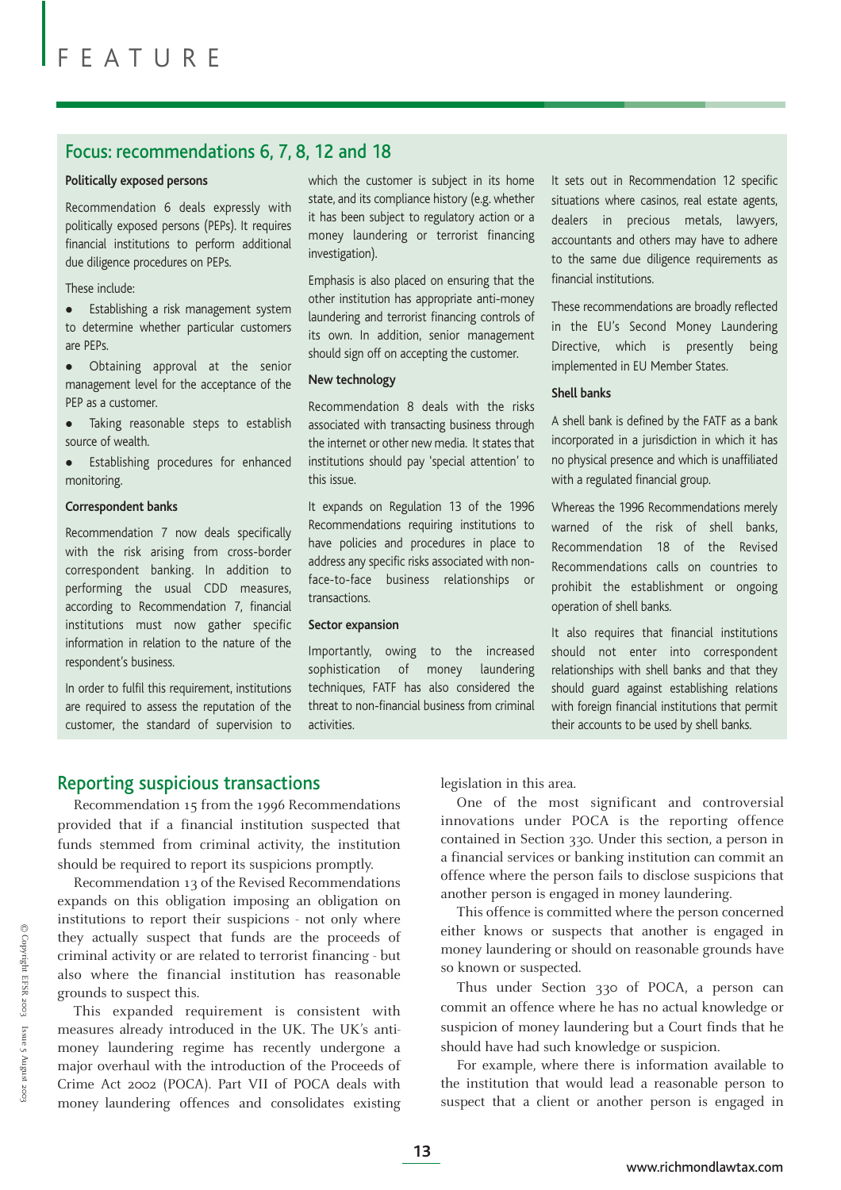## Focus: recommendations 6, 7, 8, 12 and 18

**Politically exposed persons**

Recommendation 6 deals expressly with politically exposed persons (PEPs). It requires financial institutions to perform additional due diligence procedures on PEPs.

These include:

- Establishing a risk management system to determine whether particular customers are PEPs.
- Obtaining approval at the senior management level for the acceptance of the PEP as a customer.
- Taking reasonable steps to establish source of wealth.
- Establishing procedures for enhanced monitoring.

**Correspondent banks**

Recommendation 7 now deals specifically with the risk arising from cross-border correspondent banking. In addition to performing the usual CDD measures, according to Recommendation 7, financial institutions must now gather specific information in relation to the nature of the respondent's business.

In order to fulfil this requirement, institutions are required to assess the reputation of the customer, the standard of supervision to which the customer is subject in its home state, and its compliance history (e.g. whether it has been subject to regulatory action or a money laundering or terrorist financing investigation).

Emphasis is also placed on ensuring that the other institution has appropriate anti-money laundering and terrorist financing controls of its own. In addition, senior management should sign off on accepting the customer.

**New technology**

Recommendation 8 deals with the risks associated with transacting business through the internet or other new media. It states that institutions should pay 'special attention' to this issue.

It expands on Regulation 13 of the 1996 Recommendations requiring institutions to have policies and procedures in place to address any specific risks associated with non-face-to-face business relationships or transactions.

**Sector expansion**

Importantly, owing to the increased sophistication of money laundering techniques, FATF has also considered the threat to non-financial business from criminal activities.

It sets out in Recommendation 12 specific situations where casinos, real estate agents, dealers in precious metals, lawyers, accountants and others may have to adhere to the same due diligence requirements as financial institutions.

These recommendations are broadly reflected in the EU's Second Money Laundering Directive, which is presently being implemented in EU Member States.

**Shell banks**

A shell bank is defined by the FATF as a bank incorporated in a jurisdiction in which it has no physical presence and which is unaffiliated with a regulated financial group.

Whereas the 1996 Recommendations merely warned of the risk of shell banks, Recommendation 18 of the Revised Recommendations calls on countries to prohibit the establishment or ongoing operation of shell banks.

It also requires that financial institutions should not enter into correspondent relationships with shell banks and that they should guard against establishing relations with foreign financial institutions that permit their accounts to be used by shell banks.

## Reporting suspicious transactions

Recommendation 15 from the 1996 Recommendations provided that if a financial institution suspected that funds stemmed from criminal activity, the institution should be required to report its suspicions promptly.

Recommendation 13 of the Revised Recommendations expands on this obligation imposing an obligation on institutions to report their suspicions - not only where they actually suspect that funds are the proceeds of criminal activity or are related to terrorist financing - but also where the financial institution has reasonable grounds to suspect this.

This expanded requirement is consistent with measures already introduced in the UK. The UK's anti-money laundering regime has recently undergone a major overhaul with the introduction of the Proceeds of Crime Act 2002 (POCA). Part VII of POCA deals with money laundering offences and consolidates existing legislation in this area.

One of the most significant and controversial innovations under POCA is the reporting offence contained in Section 330. Under this section, a person in a financial services or banking institution can commit an offence where the person fails to disclose suspicions that another person is engaged in money laundering.

This offence is committed where the person concerned either knows or suspects that another is engaged in money laundering or should on reasonable grounds have so known or suspected.

Thus under Section 330 of POCA, a person can commit an offence where he has no actual knowledge or suspicion of money laundering but a Court finds that he should have had such knowledge or suspicion.

For example, where there is information available to the institution that would lead a reasonable person to suspect that a client or another person is engaged in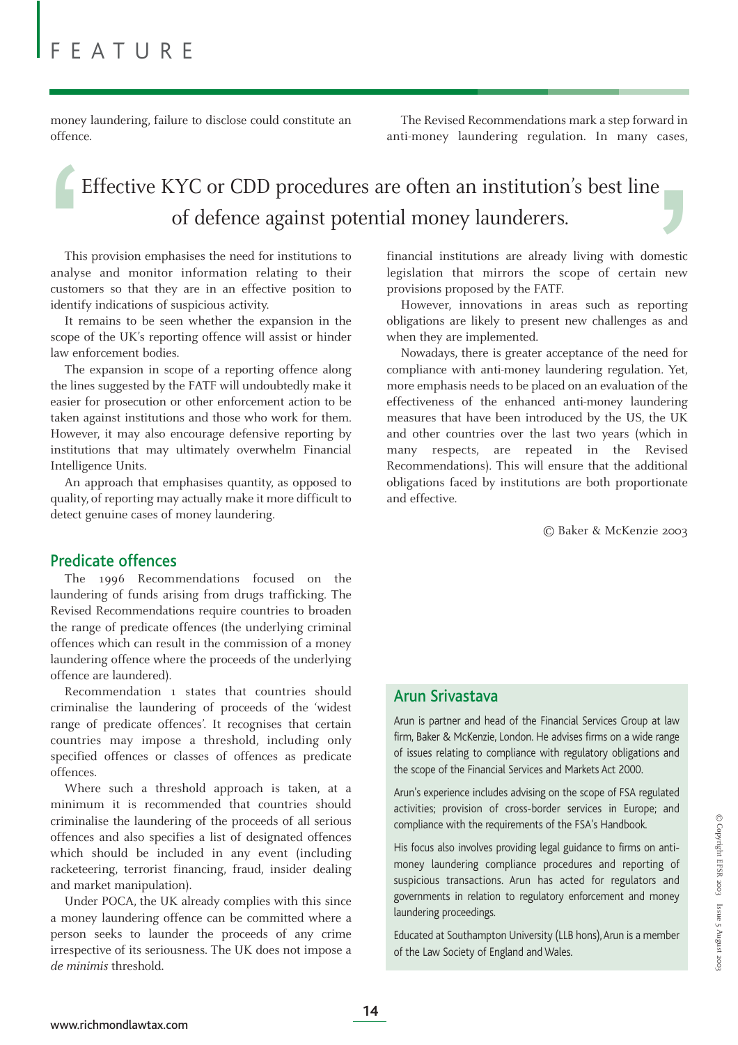money laundering, failure to disclose could constitute an offence.

> Effective KYC or CDD procedures are often an institution's best line of defence against potential money launderers.

This provision emphasises the need for institutions to analyse and monitor information relating to their customers so that they are in an effective position to identify indications of suspicious activity.

It remains to be seen whether the expansion in the scope of the UK's reporting offence will assist or hinder law enforcement bodies.

The expansion in scope of a reporting offence along the lines suggested by the FATF will undoubtedly make it easier for prosecution or other enforcement action to be taken against institutions and those who work for them. However, it may also encourage defensive reporting by institutions that may ultimately overwhelm Financial Intelligence Units.

An approach that emphasises quantity, as opposed to quality, of reporting may actually make it more difficult to detect genuine cases of money laundering.

## Predicate offences

The 1996 Recommendations focused on the laundering of funds arising from drugs trafficking. The Revised Recommendations require countries to broaden the range of predicate offences (the underlying criminal offences which can result in the commission of a money laundering offence where the proceeds of the underlying offence are laundered).

Recommendation 1 states that countries should criminalise the laundering of proceeds of the 'widest range of predicate offences'. It recognises that certain countries may impose a threshold, including only specified offences or classes of offences as predicate offences.

Where such a threshold approach is taken, at a minimum it is recommended that countries should criminalise the laundering of the proceeds of all serious offences and also specifies a list of designated offences which should be included in any event (including racketeering, terrorist financing, fraud, insider dealing and market manipulation).

Under POCA, the UK already complies with this since a money laundering offence can be committed where a person seeks to launder the proceeds of any crime irrespective of its seriousness. The UK does not impose a *de minimis* threshold.

The Revised Recommendations mark a step forward in anti-money laundering regulation. In many cases, financial institutions are already living with domestic legislation that mirrors the scope of certain new provisions proposed by the FATF.

However, innovations in areas such as reporting obligations are likely to present new challenges as and when they are implemented.

Nowadays, there is greater acceptance of the need for compliance with anti-money laundering regulation. Yet, more emphasis needs to be placed on an evaluation of the effectiveness of the enhanced anti-money laundering measures that have been introduced by the US, the UK and other countries over the last two years (which in many respects, are repeated in the Revised Recommendations). This will ensure that the additional obligations faced by institutions are both proportionate and effective.

© Baker & McKenzie 2003

## Arun Srivastava

Arun is partner and head of the Financial Services Group at law firm, Baker & McKenzie, London. He advises firms on a wide range of issues relating to compliance with regulatory obligations and the scope of the Financial Services and Markets Act 2000.

Arun's experience includes advising on the scope of FSA regulated activities; provision of cross-border services in Europe; and compliance with the requirements of the FSA's Handbook.

His focus also involves providing legal guidance to firms on anti-money laundering compliance procedures and reporting of suspicious transactions. Arun has acted for regulators and governments in relation to regulatory enforcement and money laundering proceedings.

Educated at Southampton University (LLB hons), Arun is a member of the Law Society of England and Wales.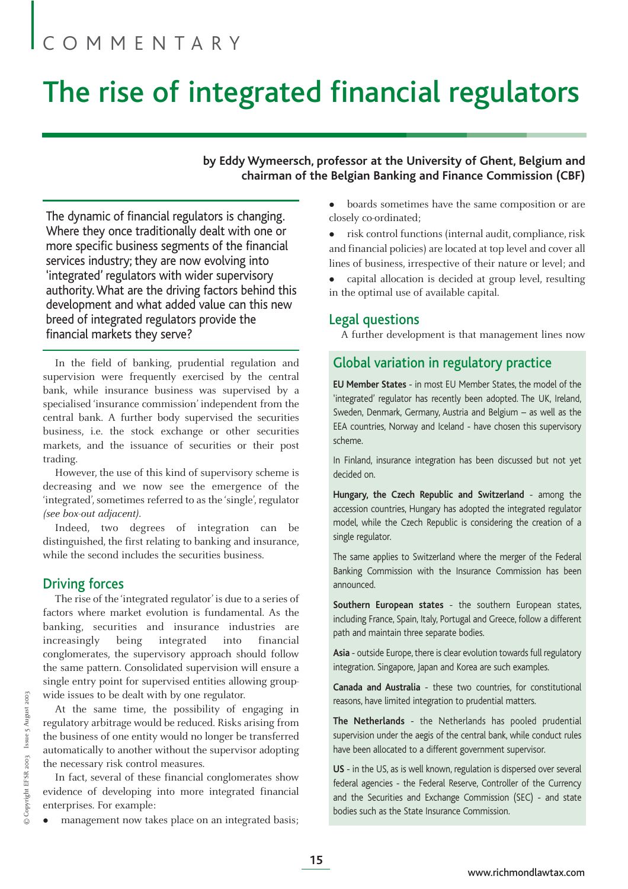COMMENTARY

# The rise of integrated financial regulators

**by Eddy Wymeersch, professor at the University of Ghent, Belgium and chairman of the Belgian Banking and Finance Commission (CBF)**

The dynamic of financial regulators is changing. Where they once traditionally dealt with one or more specific business segments of the financial services industry; they are now evolving into 'integrated' regulators with wider supervisory authority. What are the driving factors behind this development and what added value can this new breed of integrated regulators provide the financial markets they serve?

In the field of banking, prudential regulation and supervision were frequently exercised by the central bank, while insurance business was supervised by a specialised 'insurance commission' independent from the central bank. A further body supervised the securities business, i.e. the stock exchange or other securities markets, and the issuance of securities or their post trading.

However, the use of this kind of supervisory scheme is decreasing and we now see the emergence of the 'integrated', sometimes referred to as the 'single', regulator *(see box-out adjacent).*

Indeed, two degrees of integration can be distinguished, the first relating to banking and insurance, while the second includes the securities business.

## Driving forces

The rise of the 'integrated regulator' is due to a series of factors where market evolution is fundamental. As the banking, securities and insurance industries are increasingly being integrated into financial conglomerates, the supervisory approach should follow the same pattern. Consolidated supervision will ensure a single entry point for supervised entities allowing group-wide issues to be dealt with by one regulator.

At the same time, the possibility of engaging in regulatory arbitrage would be reduced. Risks arising from the business of one entity would no longer be transferred automatically to another without the supervisor adopting the necessary risk control measures.

In fact, several of these financial conglomerates show evidence of developing into more integrated financial enterprises. For example:

- management now takes place on an integrated basis;
- boards sometimes have the same composition or are closely co-ordinated;
- risk control functions (internal audit, compliance, risk and financial policies) are located at top level and cover all lines of business, irrespective of their nature or level; and
- capital allocation is decided at group level, resulting in the optimal use of available capital.

## Legal questions

A further development is that management lines now

## Global variation in regulatory practice

**EU Member States** - in most EU Member States, the model of the 'integrated' regulator has recently been adopted. The UK, Ireland, Sweden, Denmark, Germany, Austria and Belgium – as well as the EEA countries, Norway and Iceland - have chosen this supervisory scheme.

In Finland, insurance integration has been discussed but not yet decided on.

**Hungary, the Czech Republic and Switzerland** - among the accession countries, Hungary has adopted the integrated regulator model, while the Czech Republic is considering the creation of a single regulator.

The same applies to Switzerland where the merger of the Federal Banking Commission with the Insurance Commission has been announced.

**Southern European states** - the southern European states, including France, Spain, Italy, Portugal and Greece, follow a different path and maintain three separate bodies.

**Asia** - outside Europe, there is clear evolution towards full regulatory integration. Singapore, Japan and Korea are such examples.

**Canada and Australia** - these two countries, for constitutional reasons, have limited integration to prudential matters.

**The Netherlands** - the Netherlands has pooled prudential supervision under the aegis of the central bank, while conduct rules have been allocated to a different government supervisor.

**US** - in the US, as is well known, regulation is dispersed over several federal agencies - the Federal Reserve, Controller of the Currency and the Securities and Exchange Commission (SEC) - and state bodies such as the State Insurance Commission.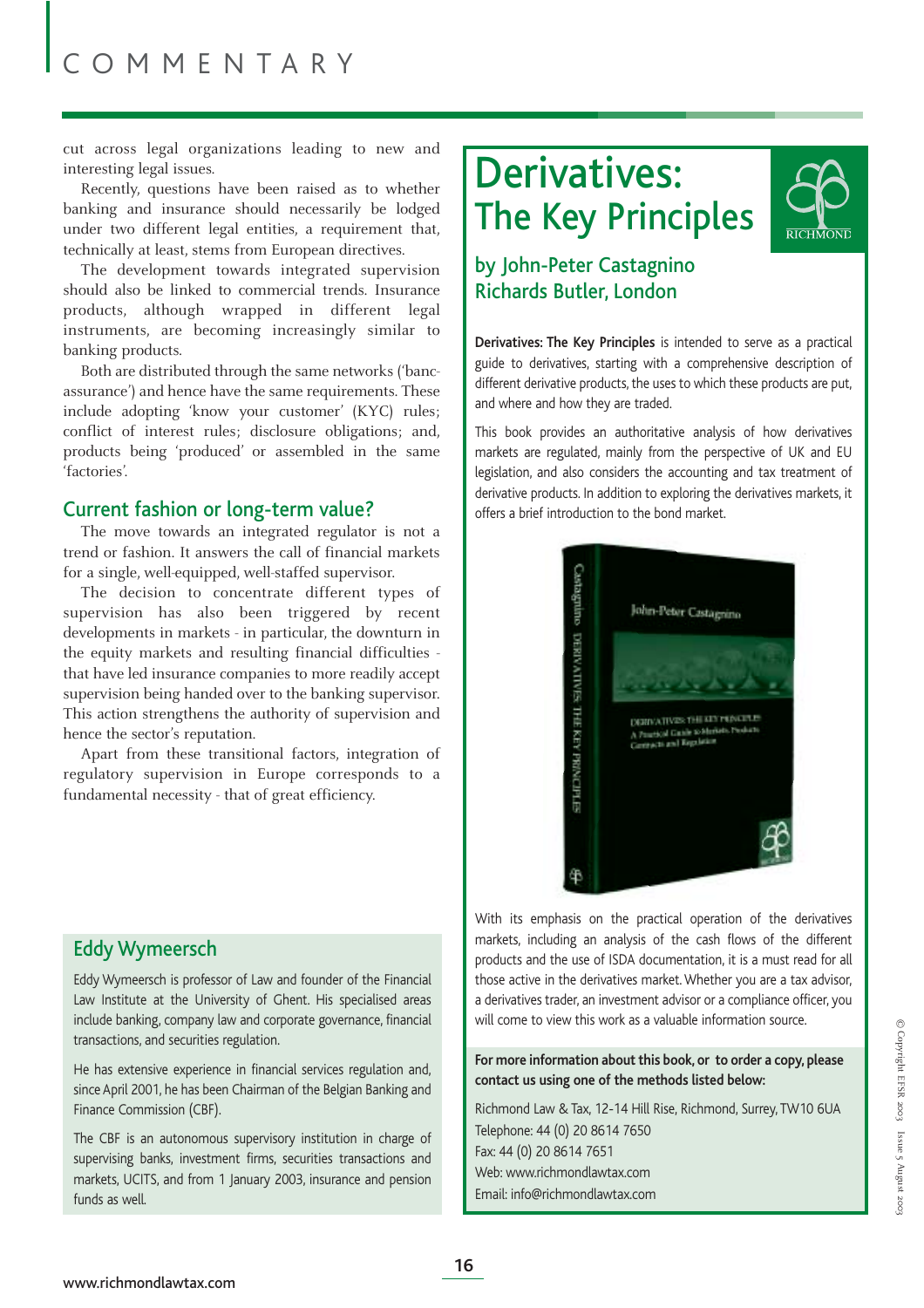cut across legal organizations leading to new and interesting legal issues.

Recently, questions have been raised as to whether banking and insurance should necessarily be lodged under two different legal entities, a requirement that, technically at least, stems from European directives.

The development towards integrated supervision should also be linked to commercial trends. Insurance products, although wrapped in different legal instruments, are becoming increasingly similar to banking products.

Both are distributed through the same networks ('bancassurance') and hence have the same requirements. These include adopting 'know your customer' (KYC) rules; conflict of interest rules; disclosure obligations; and, products being 'produced' or assembled in the same 'factories'.

## Current fashion or long-term value?

The move towards an integrated regulator is not a trend or fashion. It answers the call of financial markets for a single, well-equipped, well-staffed supervisor.

The decision to concentrate different types of supervision has also been triggered by recent developments in markets - in particular, the downturn in the equity markets and resulting financial difficulties - that have led insurance companies to more readily accept supervision being handed over to the banking supervisor. This action strengthens the authority of supervision and hence the sector's reputation.

Apart from these transitional factors, integration of regulatory supervision in Europe corresponds to a fundamental necessity - that of great efficiency.

### Eddy Wymeersch

Eddy Wymeersch is professor of Law and founder of the Financial Law Institute at the University of Ghent. His specialised areas include banking, company law and corporate governance, financial transactions, and securities regulation.

He has extensive experience in financial services regulation and, since April 2001, he has been Chairman of the Belgian Banking and Finance Commission (CBF).

The CBF is an autonomous supervisory institution in charge of supervising banks, investment firms, securities transactions and markets, UCITS, and from 1 January 2003, insurance and pension funds as well.

## Derivatives: The Key Principles

RICHMOND

### by John-Peter Castagnino Richards Butler, London

**Derivatives: The Key Principles** is intended to serve as a practical guide to derivatives, starting with a comprehensive description of different derivative products, the uses to which these products are put, and where and how they are traded.

This book provides an authoritative analysis of how derivatives markets are regulated, mainly from the perspective of UK and EU legislation, and also considers the accounting and tax treatment of derivative products. In addition to exploring the derivatives markets, it offers a brief introduction to the bond market.

With its emphasis on the practical operation of the derivatives markets, including an analysis of the cash flows of the different products and the use of ISDA documentation, it is a must read for all those active in the derivatives market. Whether you are a tax advisor, a derivatives trader, an investment advisor or a compliance officer, you will come to view this work as a valuable information source.

**For more information about this book, or to order a copy, please contact us using one of the methods listed below:**

Richmond Law & Tax, 12-14 Hill Rise, Richmond, Surrey, TW10 6UA
Telephone: 44 (0) 20 8614 7650
Fax: 44 (0) 20 8614 7651
Web: www.richmondlawtax.com
Email: info@richmondlawtax.com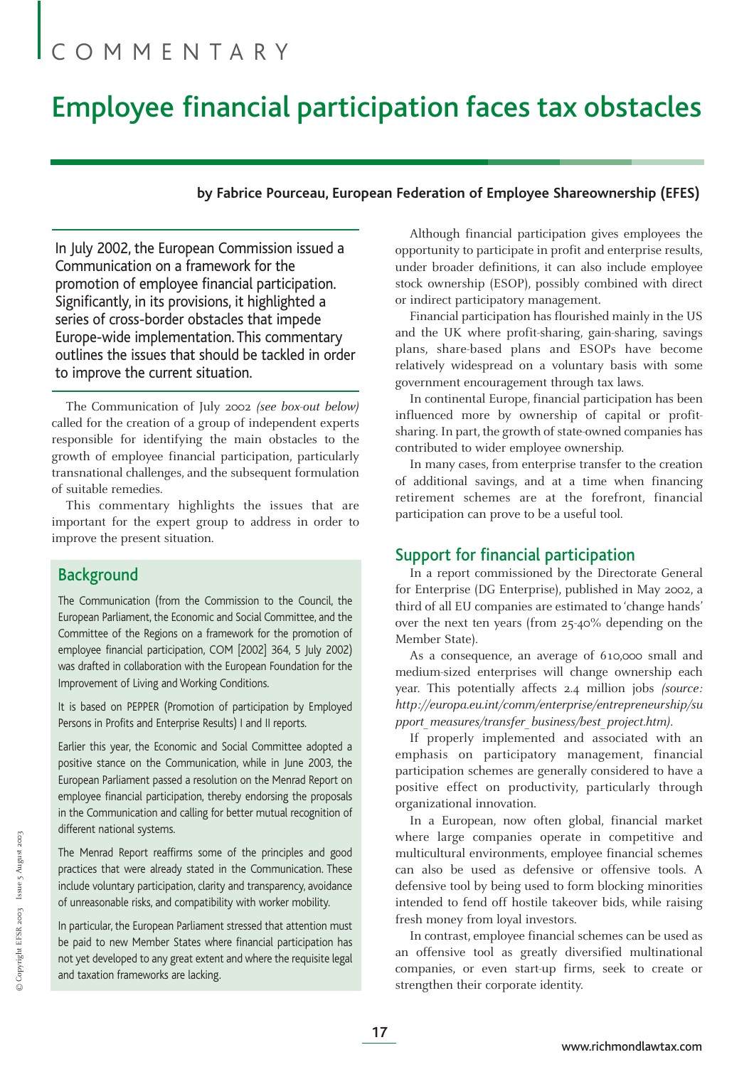COMMENTARY

# Employee financial participation faces tax obstacles

**by Fabrice Pourceau, European Federation of Employee Shareownership (EFES)**

In July 2002, the European Commission issued a Communication on a framework for the promotion of employee financial participation. Significantly, in its provisions, it highlighted a series of cross-border obstacles that impede Europe-wide implementation. This commentary outlines the issues that should be tackled in order to improve the current situation.

The Communication of July 2002 *(see box-out below)* called for the creation of a group of independent experts responsible for identifying the main obstacles to the growth of employee financial participation, particularly transnational challenges, and the subsequent formulation of suitable remedies.

This commentary highlights the issues that are important for the expert group to address in order to improve the present situation.

## Background

The Communication (from the Commission to the Council, the European Parliament, the Economic and Social Committee, and the Committee of the Regions on a framework for the promotion of employee financial participation, COM [2002] 364, 5 July 2002) was drafted in collaboration with the European Foundation for the Improvement of Living and Working Conditions.

It is based on PEPPER (Promotion of participation by Employed Persons in Profits and Enterprise Results) I and II reports.

Earlier this year, the Economic and Social Committee adopted a positive stance on the Communication, while in June 2003, the European Parliament passed a resolution on the Menrad Report on employee financial participation, thereby endorsing the proposals in the Communication and calling for better mutual recognition of different national systems.

The Menrad Report reaffirms some of the principles and good practices that were already stated in the Communication. These include voluntary participation, clarity and transparency, avoidance of unreasonable risks, and compatibility with worker mobility.

In particular, the European Parliament stressed that attention must be paid to new Member States where financial participation has not yet developed to any great extent and where the requisite legal and taxation frameworks are lacking.

Although financial participation gives employees the opportunity to participate in profit and enterprise results, under broader definitions, it can also include employee stock ownership (ESOP), possibly combined with direct or indirect participatory management.

Financial participation has flourished mainly in the US and the UK where profit-sharing, gain-sharing, savings plans, share-based plans and ESOPs have become relatively widespread on a voluntary basis with some government encouragement through tax laws.

In continental Europe, financial participation has been influenced more by ownership of capital or profit-sharing. In part, the growth of state-owned companies has contributed to wider employee ownership.

In many cases, from enterprise transfer to the creation of additional savings, and at a time when financing retirement schemes are at the forefront, financial participation can prove to be a useful tool.

## Support for financial participation

In a report commissioned by the Directorate General for Enterprise (DG Enterprise), published in May 2002, a third of all EU companies are estimated to 'change hands' over the next ten years (from 25-40% depending on the Member State).

As a consequence, an average of 610,000 small and medium-sized enterprises will change ownership each year. This potentially affects 2.4 million jobs *(source: http://europa.eu.int/comm/enterprise/entrepreneurship/support_measures/transfer_business/best_project.htm)*.

If properly implemented and associated with an emphasis on participatory management, financial participation schemes are generally considered to have a positive effect on productivity, particularly through organizational innovation.

In a European, now often global, financial market where large companies operate in competitive and multicultural environments, employee financial schemes can also be used as defensive or offensive tools. A defensive tool by being used to form blocking minorities intended to fend off hostile takeover bids, while raising fresh money from loyal investors.

In contrast, employee financial schemes can be used as an offensive tool as greatly diversified multinational companies, or even start-up firms, seek to create or strengthen their corporate identity.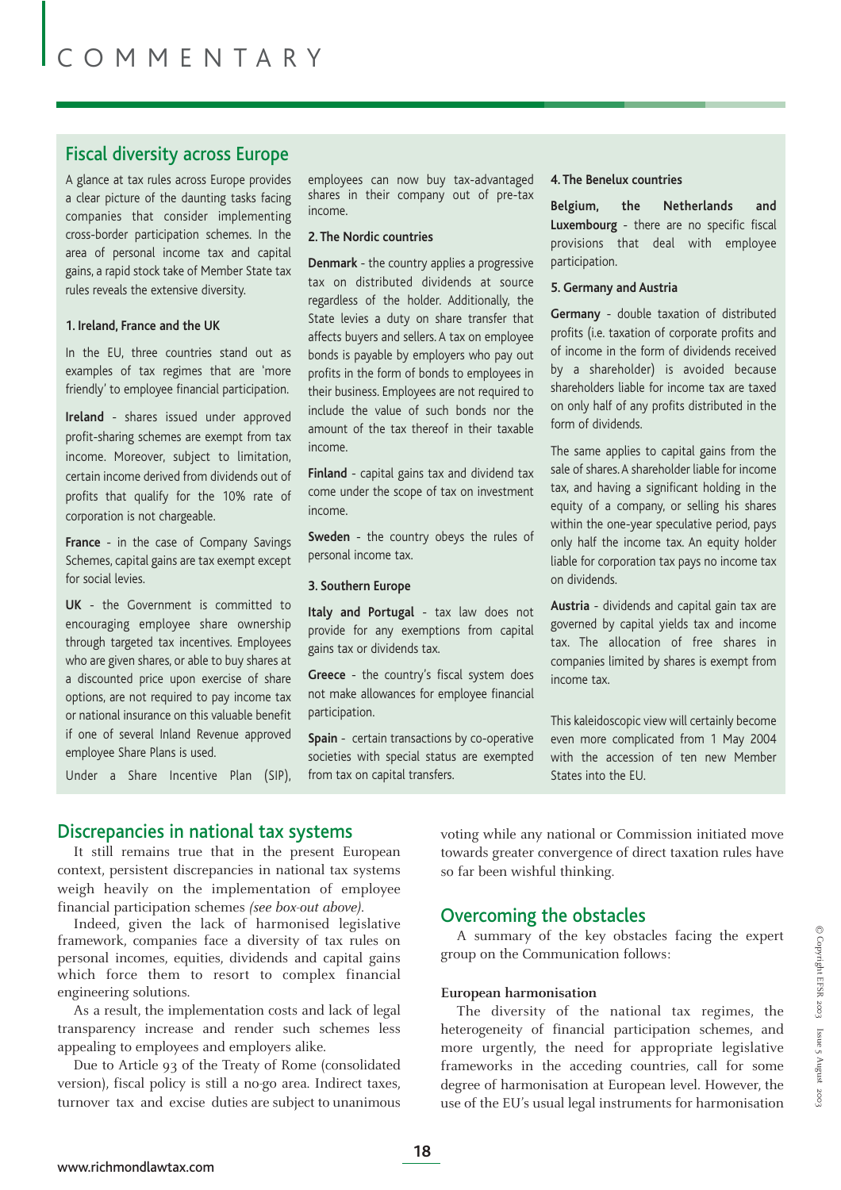## Fiscal diversity across Europe

A glance at tax rules across Europe provides a clear picture of the daunting tasks facing companies that consider implementing cross-border participation schemes. In the area of personal income tax and capital gains, a rapid stock take of Member State tax rules reveals the extensive diversity.

### 1. Ireland, France and the UK

In the EU, three countries stand out as examples of tax regimes that are 'more friendly' to employee financial participation.

**Ireland** - shares issued under approved profit-sharing schemes are exempt from tax income. Moreover, subject to limitation, certain income derived from dividends out of profits that qualify for the 10% rate of corporation is not chargeable.

**France** - in the case of Company Savings Schemes, capital gains are tax exempt except for social levies.

**UK** - the Government is committed to encouraging employee share ownership through targeted tax incentives. Employees who are given shares, or able to buy shares at a discounted price upon exercise of share options, are not required to pay income tax or national insurance on this valuable benefit if one of several Inland Revenue approved employee Share Plans is used.

Under a Share Incentive Plan (SIP), employees can now buy tax-advantaged shares in their company out of pre-tax income.

### 2. The Nordic countries

**Denmark** - the country applies a progressive tax on distributed dividends at source regardless of the holder. Additionally, the State levies a duty on share transfer that affects buyers and sellers. A tax on employee bonds is payable by employers who pay out profits in the form of bonds to employees in their business. Employees are not required to include the value of such bonds nor the amount of the tax thereof in their taxable income.

**Finland** - capital gains tax and dividend tax come under the scope of tax on investment income.

**Sweden** - the country obeys the rules of personal income tax.

### 3. Southern Europe

**Italy and Portugal** - tax law does not provide for any exemptions from capital gains tax or dividends tax.

**Greece** - the country's fiscal system does not make allowances for employee financial participation.

**Spain** - certain transactions by co-operative societies with special status are exempted from tax on capital transfers.

### 4. The Benelux countries

**Belgium, the Netherlands and Luxembourg** - there are no specific fiscal provisions that deal with employee participation.

### 5. Germany and Austria

**Germany** - double taxation of distributed profits (i.e. taxation of corporate profits and of income in the form of dividends received by a shareholder) is avoided because shareholders liable for income tax are taxed on only half of any profits distributed in the form of dividends.

The same applies to capital gains from the sale of shares. A shareholder liable for income tax, and having a significant holding in the equity of a company, or selling his shares within the one-year speculative period, pays only half the income tax. An equity holder liable for corporation tax pays no income tax on dividends.

**Austria** - dividends and capital gain tax are governed by capital yields tax and income tax. The allocation of free shares in companies limited by shares is exempt from income tax.

This kaleidoscopic view will certainly become even more complicated from 1 May 2004 with the accession of ten new Member States into the EU.

## Discrepancies in national tax systems

It still remains true that in the present European context, persistent discrepancies in national tax systems weigh heavily on the implementation of employee financial participation schemes *(see box-out above)*.

Indeed, given the lack of harmonised legislative framework, companies face a diversity of tax rules on personal incomes, equities, dividends and capital gains which force them to resort to complex financial engineering solutions.

As a result, the implementation costs and lack of legal transparency increase and render such schemes less appealing to employees and employers alike.

Due to Article 93 of the Treaty of Rome (consolidated version), fiscal policy is still a no-go area. Indirect taxes, turnover tax and excise duties are subject to unanimous voting while any national or Commission initiated move towards greater convergence of direct taxation rules have so far been wishful thinking.

## Overcoming the obstacles

A summary of the key obstacles facing the expert group on the Communication follows:

**European harmonisation**

The diversity of the national tax regimes, the heterogeneity of financial participation schemes, and more urgently, the need for appropriate legislative frameworks in the acceding countries, call for some degree of harmonisation at European level. However, the use of the EU's usual legal instruments for harmonisation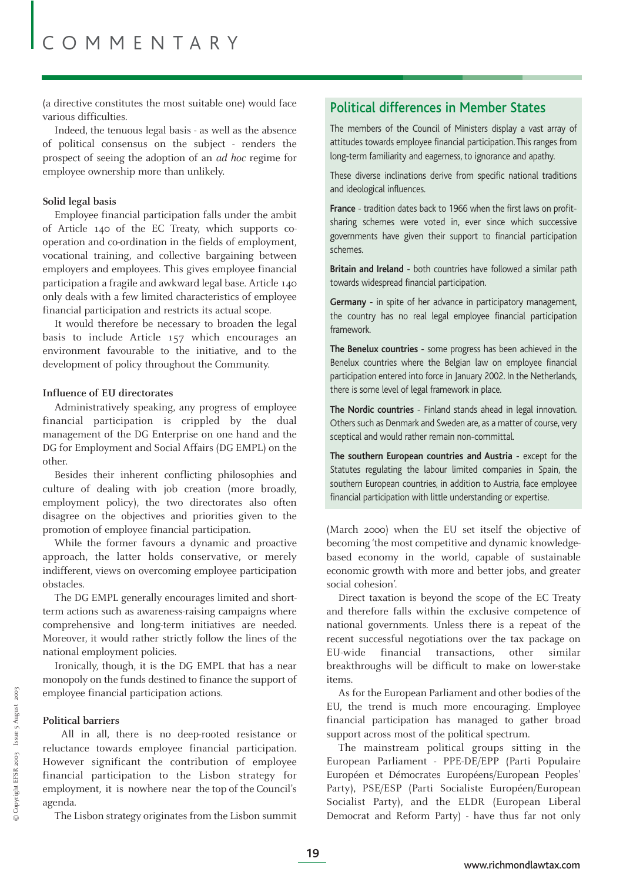(a directive constitutes the most suitable one) would face various difficulties.

Indeed, the tenuous legal basis - as well as the absence of political consensus on the subject - renders the prospect of seeing the adoption of an *ad hoc* regime for employee ownership more than unlikely.

**Solid legal basis**

Employee financial participation falls under the ambit of Article 140 of the EC Treaty, which supports co-operation and co-ordination in the fields of employment, vocational training, and collective bargaining between employers and employees. This gives employee financial participation a fragile and awkward legal base. Article 140 only deals with a few limited characteristics of employee financial participation and restricts its actual scope.

It would therefore be necessary to broaden the legal basis to include Article 157 which encourages an environment favourable to the initiative, and to the development of policy throughout the Community.

**Influence of EU directorates**

Administratively speaking, any progress of employee financial participation is crippled by the dual management of the DG Enterprise on one hand and the DG for Employment and Social Affairs (DG EMPL) on the other.

Besides their inherent conflicting philosophies and culture of dealing with job creation (more broadly, employment policy), the two directorates also often disagree on the objectives and priorities given to the promotion of employee financial participation.

While the former favours a dynamic and proactive approach, the latter holds conservative, or merely indifferent, views on overcoming employee participation obstacles.

The DG EMPL generally encourages limited and short-term actions such as awareness-raising campaigns where comprehensive and long-term initiatives are needed. Moreover, it would rather strictly follow the lines of the national employment policies.

Ironically, though, it is the DG EMPL that has a near monopoly on the funds destined to finance the support of employee financial participation actions.

**Political barriers**

All in all, there is no deep-rooted resistance or reluctance towards employee financial participation. However significant the contribution of employee financial participation to the Lisbon strategy for employment, it is nowhere near the top of the Council's agenda.

The Lisbon strategy originates from the Lisbon summit (March 2000) when the EU set itself the objective of becoming 'the most competitive and dynamic knowledge-based economy in the world, capable of sustainable economic growth with more and better jobs, and greater social cohesion'.

Direct taxation is beyond the scope of the EC Treaty and therefore falls within the exclusive competence of national governments. Unless there is a repeat of the recent successful negotiations over the tax package on EU-wide financial transactions, other similar breakthroughs will be difficult to make on lower-stake items.

As for the European Parliament and other bodies of the EU, the trend is much more encouraging. Employee financial participation has managed to gather broad support across most of the political spectrum.

The mainstream political groups sitting in the European Parliament - PPE-DE/EPP (Parti Populaire Européen et Démocrates Européens/European Peoples' Party), PSE/ESP (Parti Socialiste Européen/European Socialist Party), and the ELDR (European Liberal Democrat and Reform Party) - have thus far not only

## Political differences in Member States

The members of the Council of Ministers display a vast array of attitudes towards employee financial participation. This ranges from long-term familiarity and eagerness, to ignorance and apathy.

These diverse inclinations derive from specific national traditions and ideological influences.

**France** - tradition dates back to 1966 when the first laws on profit-sharing schemes were voted in, ever since which successive governments have given their support to financial participation schemes.

**Britain and Ireland** - both countries have followed a similar path towards widespread financial participation.

**Germany** - in spite of her advance in participatory management, the country has no real legal employee financial participation framework.

**The Benelux countries** - some progress has been achieved in the Benelux countries where the Belgian law on employee financial participation entered into force in January 2002. In the Netherlands, there is some level of legal framework in place.

**The Nordic countries** - Finland stands ahead in legal innovation. Others such as Denmark and Sweden are, as a matter of course, very sceptical and would rather remain non-committal.

**The southern European countries and Austria** - except for the Statutes regulating the labour limited companies in Spain, the southern European countries, in addition to Austria, face employee financial participation with little understanding or expertise.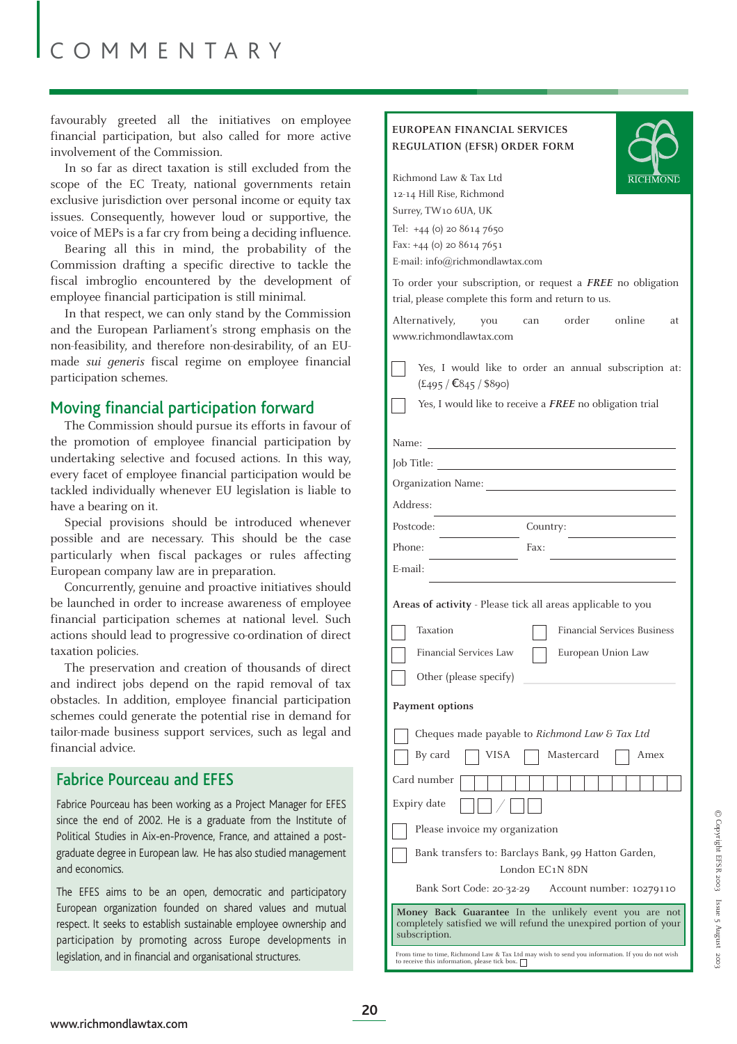favourably greeted all the initiatives on employee financial participation, but also called for more active involvement of the Commission.

In so far as direct taxation is still excluded from the scope of the EC Treaty, national governments retain exclusive jurisdiction over personal income or equity tax issues. Consequently, however loud or supportive, the voice of MEPs is a far cry from being a deciding influence.

Bearing all this in mind, the probability of the Commission drafting a specific directive to tackle the fiscal imbroglio encountered by the development of employee financial participation is still minimal.

In that respect, we can only stand by the Commission and the European Parliament's strong emphasis on the non-feasibility, and therefore non-desirability, of an EU-made *sui generis* fiscal regime on employee financial participation schemes.

## Moving financial participation forward

The Commission should pursue its efforts in favour of the promotion of employee financial participation by undertaking selective and focused actions. In this way, every facet of employee financial participation would be tackled individually whenever EU legislation is liable to have a bearing on it.

Special provisions should be introduced whenever possible and are necessary. This should be the case particularly when fiscal packages or rules affecting European company law are in preparation.

Concurrently, genuine and proactive initiatives should be launched in order to increase awareness of employee financial participation schemes at national level. Such actions should lead to progressive co-ordination of direct taxation policies.

The preservation and creation of thousands of direct and indirect jobs depend on the rapid removal of tax obstacles. In addition, employee financial participation schemes could generate the potential rise in demand for tailor-made business support services, such as legal and financial advice.

## Fabrice Pourceau and EFES

Fabrice Pourceau has been working as a Project Manager for EFES since the end of 2002. He is a graduate from the Institute of Political Studies in Aix-en-Provence, France, and attained a post-graduate degree in European law. He has also studied management and economics.

The EFES aims to be an open, democratic and participatory European organization founded on shared values and mutual respect. It seeks to establish sustainable employee ownership and participation by promoting across Europe developments in legislation, and in financial and organisational structures.

---

**EUROPEAN FINANCIAL SERVICES REGULATION (EFSR) ORDER FORM**

RICHMOND

Richmond Law & Tax Ltd
12-14 Hill Rise, Richmond
Surrey, TW10 6UA, UK
Tel: +44 (0) 20 8614 7650
Fax: +44 (0) 20 8614 7651
E-mail: info@richmondlawtax.com

To order your subscription, or request a ***FREE*** no obligation trial, please complete this form and return to us.

Alternatively, you can order online at www.richmondlawtax.com

☐ Yes, I would like to order an annual subscription at: (£495 / €845 / $890)

☐ Yes, I would like to receive a ***FREE*** no obligation trial

Name: ____________________

Job Title: ____________________

Organization Name: ____________________

Address: ____________________

Postcode: __________ Country: __________

Phone: __________ Fax: __________

E-mail: ____________________

**Areas of activity** - Please tick all areas applicable to you

☐ Taxation ☐ Financial Services Business

☐ Financial Services Law ☐ European Union Law

☐ Other (please specify) __________

**Payment options**

☐ Cheques made payable to *Richmond Law & Tax Ltd*

☐ By card ☐ VISA ☐ Mastercard ☐ Amex

Card number ☐☐☐☐☐☐☐☐☐☐☐☐☐☐☐☐

Expiry date ☐☐ / ☐☐

☐ Please invoice my organization

☐ Bank transfers to: Barclays Bank, 99 Hatton Garden, London EC1N 8DN

Bank Sort Code: 20-32-29 Account number: 10279110

**Money Back Guarantee** In the unlikely event you are not completely satisfied we will refund the unexpired portion of your subscription.

From time to time, Richmond Law & Tax Ltd may wish to send you information. If you do not wish to receive this information, please tick box. ☐

© Copyright EFSR 2003 Issue 5 August 2003

www.richmondlawtax.com